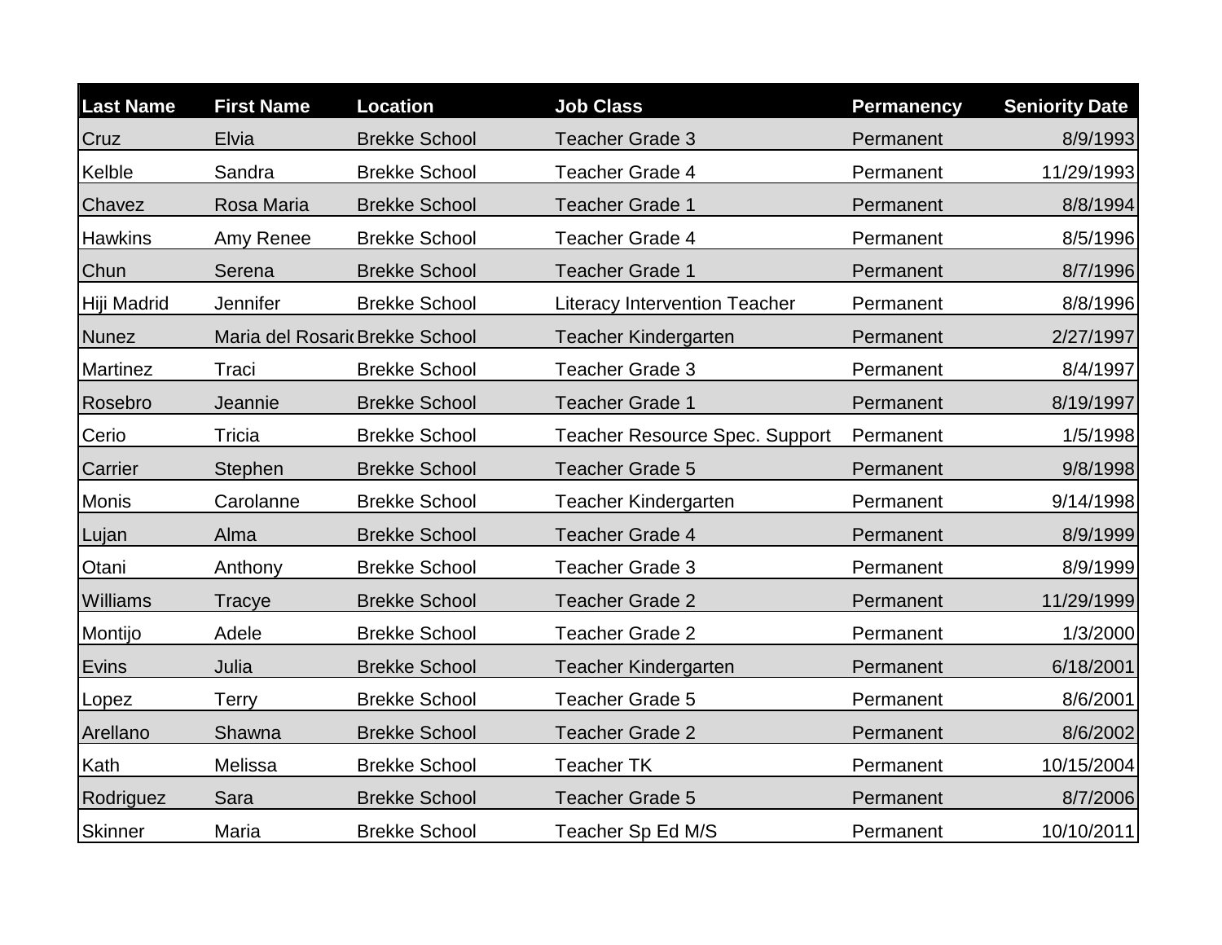| Last Name | First Name | Location | Job Class | Permanency | Seniority Date |
|---|---|---|---|---|---|
| Cruz | Elvia | Brekke School | Teacher Grade 3 | Permanent | 8/9/1993 |
| Kelble | Sandra | Brekke School | Teacher Grade 4 | Permanent | 11/29/1993 |
| Chavez | Rosa Maria | Brekke School | Teacher Grade 1 | Permanent | 8/8/1994 |
| Hawkins | Amy Renee | Brekke School | Teacher Grade 4 | Permanent | 8/5/1996 |
| Chun | Serena | Brekke School | Teacher Grade 1 | Permanent | 8/7/1996 |
| Hiji Madrid | Jennifer | Brekke School | Literacy Intervention Teacher | Permanent | 8/8/1996 |
| Nunez | Maria del Rosario | Brekke School | Teacher Kindergarten | Permanent | 2/27/1997 |
| Martinez | Traci | Brekke School | Teacher Grade 3 | Permanent | 8/4/1997 |
| Rosebro | Jeannie | Brekke School | Teacher Grade 1 | Permanent | 8/19/1997 |
| Cerio | Tricia | Brekke School | Teacher Resource Spec. Support | Permanent | 1/5/1998 |
| Carrier | Stephen | Brekke School | Teacher Grade 5 | Permanent | 9/8/1998 |
| Monis | Carolanne | Brekke School | Teacher Kindergarten | Permanent | 9/14/1998 |
| Lujan | Alma | Brekke School | Teacher Grade 4 | Permanent | 8/9/1999 |
| Otani | Anthony | Brekke School | Teacher Grade 3 | Permanent | 8/9/1999 |
| Williams | Tracye | Brekke School | Teacher Grade 2 | Permanent | 11/29/1999 |
| Montijo | Adele | Brekke School | Teacher Grade 2 | Permanent | 1/3/2000 |
| Evins | Julia | Brekke School | Teacher Kindergarten | Permanent | 6/18/2001 |
| Lopez | Terry | Brekke School | Teacher Grade 5 | Permanent | 8/6/2001 |
| Arellano | Shawna | Brekke School | Teacher Grade 2 | Permanent | 8/6/2002 |
| Kath | Melissa | Brekke School | Teacher TK | Permanent | 10/15/2004 |
| Rodriguez | Sara | Brekke School | Teacher Grade 5 | Permanent | 8/7/2006 |
| Skinner | Maria | Brekke School | Teacher Sp Ed M/S | Permanent | 10/10/2011 |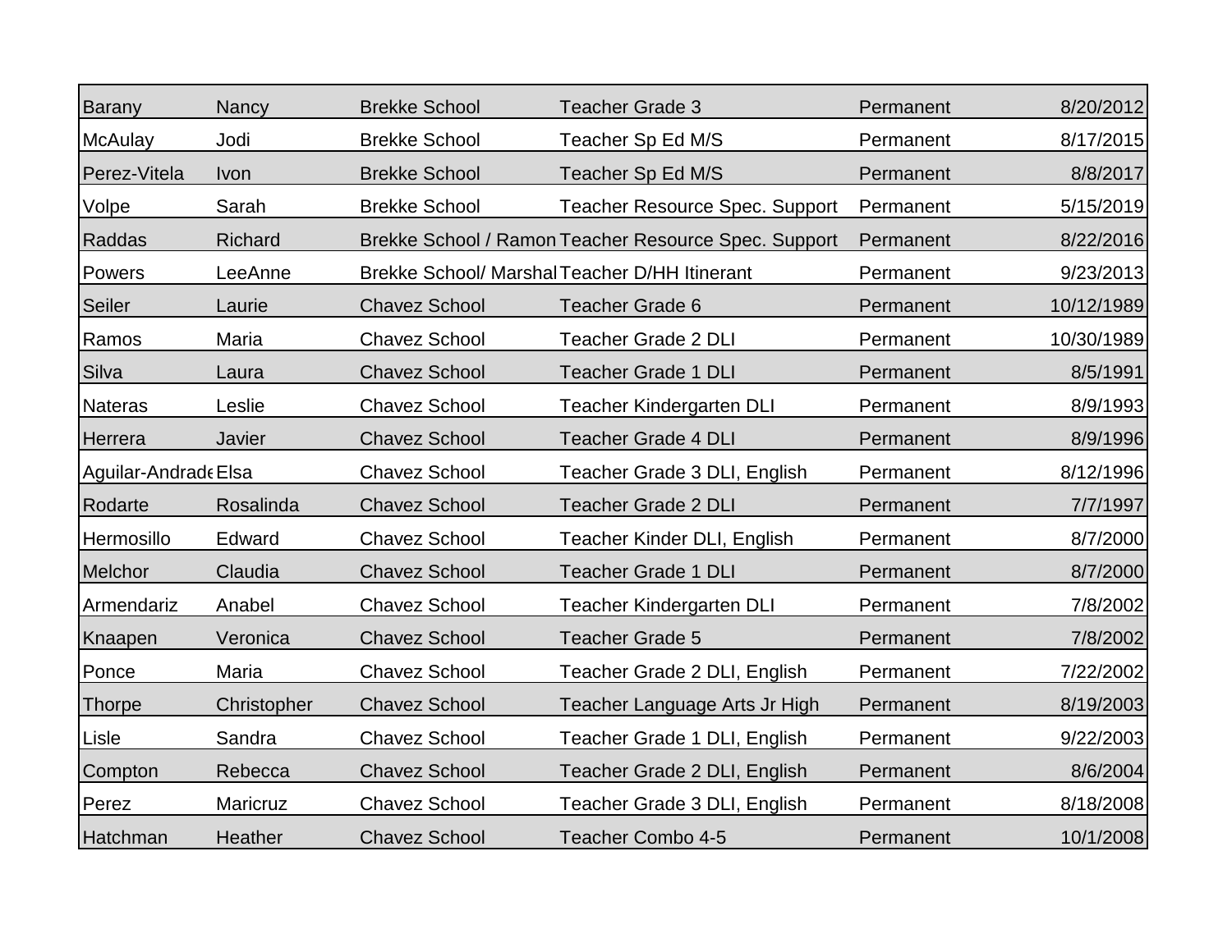| | | | | | |
|---|---|---|---|---|---|
| Barany | Nancy | Brekke School | Teacher Grade 3 | Permanent | 8/20/2012 |
| McAulay | Jodi | Brekke School | Teacher Sp Ed M/S | Permanent | 8/17/2015 |
| Perez-Vitela | Ivon | Brekke School | Teacher Sp Ed M/S | Permanent | 8/8/2017 |
| Volpe | Sarah | Brekke School | Teacher Resource Spec. Support | Permanent | 5/15/2019 |
| Raddas | Richard | Brekke School / Ramon | Teacher Resource Spec. Support | Permanent | 8/22/2016 |
| Powers | LeeAnne | Brekke School/ Marshal | Teacher D/HH Itinerant | Permanent | 9/23/2013 |
| Seiler | Laurie | Chavez School | Teacher Grade 6 | Permanent | 10/12/1989 |
| Ramos | Maria | Chavez School | Teacher Grade 2 DLI | Permanent | 10/30/1989 |
| Silva | Laura | Chavez School | Teacher Grade 1 DLI | Permanent | 8/5/1991 |
| Nateras | Leslie | Chavez School | Teacher Kindergarten DLI | Permanent | 8/9/1993 |
| Herrera | Javier | Chavez School | Teacher Grade 4 DLI | Permanent | 8/9/1996 |
| Aguilar-Andrade | Elsa | Chavez School | Teacher Grade 3 DLI, English | Permanent | 8/12/1996 |
| Rodarte | Rosalinda | Chavez School | Teacher Grade 2 DLI | Permanent | 7/7/1997 |
| Hermosillo | Edward | Chavez School | Teacher Kinder DLI, English | Permanent | 8/7/2000 |
| Melchor | Claudia | Chavez School | Teacher Grade 1 DLI | Permanent | 8/7/2000 |
| Armendariz | Anabel | Chavez School | Teacher Kindergarten DLI | Permanent | 7/8/2002 |
| Knaapen | Veronica | Chavez School | Teacher Grade 5 | Permanent | 7/8/2002 |
| Ponce | Maria | Chavez School | Teacher Grade 2 DLI, English | Permanent | 7/22/2002 |
| Thorpe | Christopher | Chavez School | Teacher Language Arts Jr High | Permanent | 8/19/2003 |
| Lisle | Sandra | Chavez School | Teacher Grade 1 DLI, English | Permanent | 9/22/2003 |
| Compton | Rebecca | Chavez School | Teacher Grade 2 DLI, English | Permanent | 8/6/2004 |
| Perez | Maricruz | Chavez School | Teacher Grade 3 DLI, English | Permanent | 8/18/2008 |
| Hatchman | Heather | Chavez School | Teacher Combo 4-5 | Permanent | 10/1/2008 |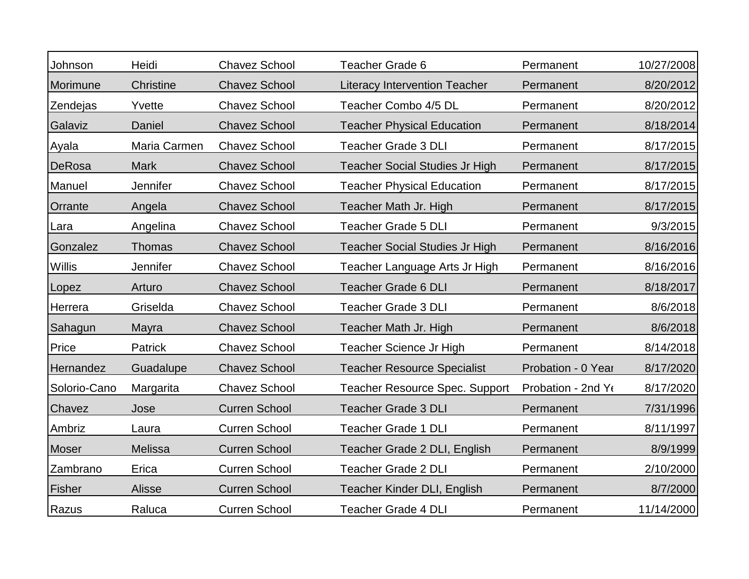| | | | | | |
|---|---|---|---|---|---|
| Johnson | Heidi | Chavez School | Teacher Grade 6 | Permanent | 10/27/2008 |
| Morimune | Christine | Chavez School | Literacy Intervention Teacher | Permanent | 8/20/2012 |
| Zendejas | Yvette | Chavez School | Teacher Combo 4/5 DL | Permanent | 8/20/2012 |
| Galaviz | Daniel | Chavez School | Teacher Physical Education | Permanent | 8/18/2014 |
| Ayala | Maria Carmen | Chavez School | Teacher Grade 3 DLI | Permanent | 8/17/2015 |
| DeRosa | Mark | Chavez School | Teacher Social Studies Jr High | Permanent | 8/17/2015 |
| Manuel | Jennifer | Chavez School | Teacher Physical Education | Permanent | 8/17/2015 |
| Orrante | Angela | Chavez School | Teacher Math Jr. High | Permanent | 8/17/2015 |
| Lara | Angelina | Chavez School | Teacher Grade 5 DLI | Permanent | 9/3/2015 |
| Gonzalez | Thomas | Chavez School | Teacher Social Studies Jr High | Permanent | 8/16/2016 |
| Willis | Jennifer | Chavez School | Teacher Language Arts Jr High | Permanent | 8/16/2016 |
| Lopez | Arturo | Chavez School | Teacher Grade 6 DLI | Permanent | 8/18/2017 |
| Herrera | Griselda | Chavez School | Teacher Grade 3 DLI | Permanent | 8/6/2018 |
| Sahagun | Mayra | Chavez School | Teacher Math Jr. High | Permanent | 8/6/2018 |
| Price | Patrick | Chavez School | Teacher Science Jr High | Permanent | 8/14/2018 |
| Hernandez | Guadalupe | Chavez School | Teacher Resource Specialist | Probation - 0 Year | 8/17/2020 |
| Solorio-Cano | Margarita | Chavez School | Teacher Resource Spec. Support | Probation - 2nd Ye | 8/17/2020 |
| Chavez | Jose | Curren School | Teacher Grade 3 DLI | Permanent | 7/31/1996 |
| Ambriz | Laura | Curren School | Teacher Grade 1 DLI | Permanent | 8/11/1997 |
| Moser | Melissa | Curren School | Teacher Grade 2 DLI, English | Permanent | 8/9/1999 |
| Zambrano | Erica | Curren School | Teacher Grade 2 DLI | Permanent | 2/10/2000 |
| Fisher | Alisse | Curren School | Teacher Kinder DLI, English | Permanent | 8/7/2000 |
| Razus | Raluca | Curren School | Teacher Grade 4 DLI | Permanent | 11/14/2000 |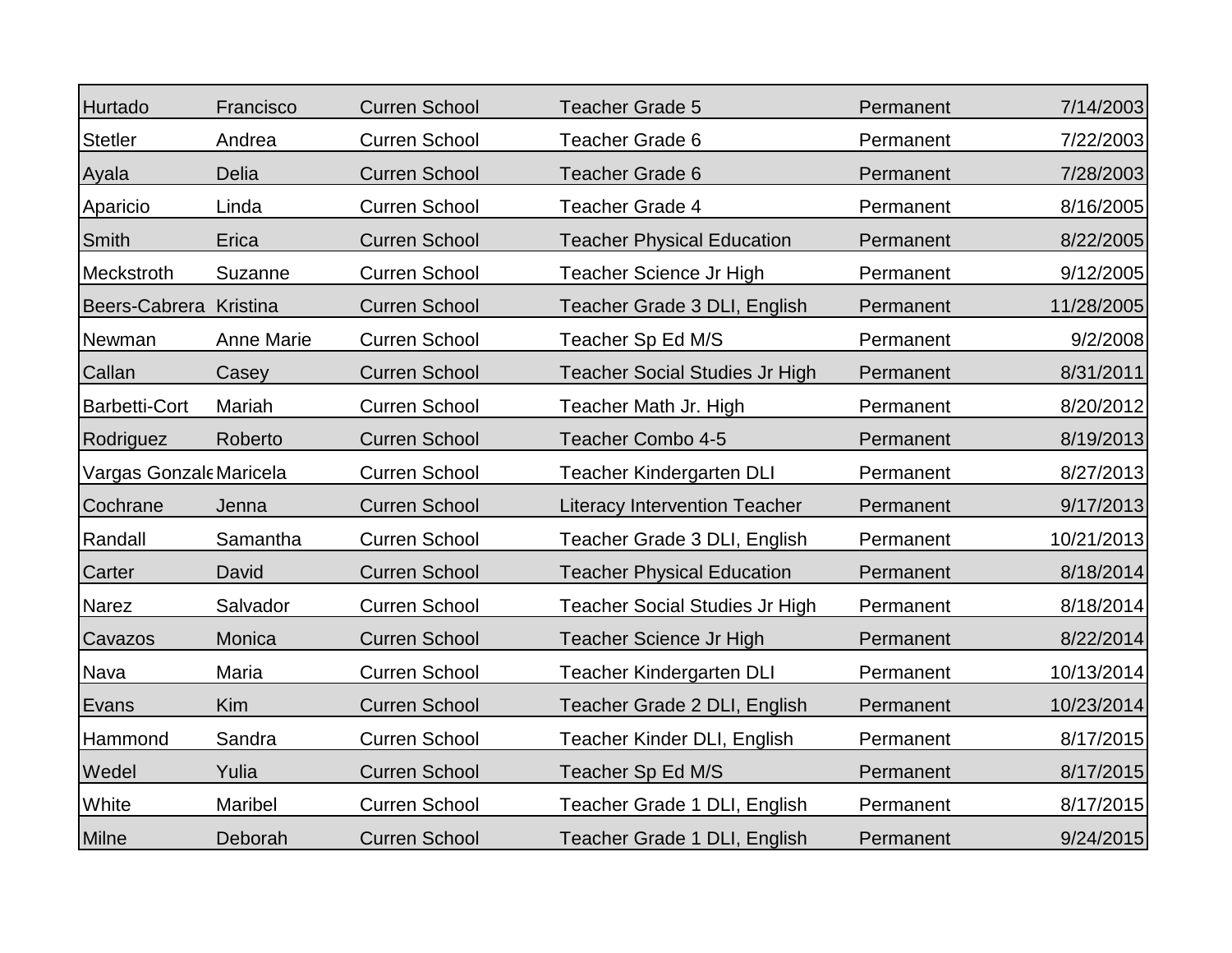| | | | | | |
|---|---|---|---|---|---|
| Hurtado | Francisco | Curren School | Teacher Grade 5 | Permanent | 7/14/2003 |
| Stetler | Andrea | Curren School | Teacher Grade 6 | Permanent | 7/22/2003 |
| Ayala | Delia | Curren School | Teacher Grade 6 | Permanent | 7/28/2003 |
| Aparicio | Linda | Curren School | Teacher Grade 4 | Permanent | 8/16/2005 |
| Smith | Erica | Curren School | Teacher Physical Education | Permanent | 8/22/2005 |
| Meckstroth | Suzanne | Curren School | Teacher Science Jr High | Permanent | 9/12/2005 |
| Beers-Cabrera | Kristina | Curren School | Teacher Grade 3 DLI, English | Permanent | 11/28/2005 |
| Newman | Anne Marie | Curren School | Teacher Sp Ed M/S | Permanent | 9/2/2008 |
| Callan | Casey | Curren School | Teacher Social Studies Jr High | Permanent | 8/31/2011 |
| Barbetti-Cort | Mariah | Curren School | Teacher Math Jr. High | Permanent | 8/20/2012 |
| Rodriguez | Roberto | Curren School | Teacher Combo 4-5 | Permanent | 8/19/2013 |
| Vargas Gonzale | Maricela | Curren School | Teacher Kindergarten DLI | Permanent | 8/27/2013 |
| Cochrane | Jenna | Curren School | Literacy Intervention Teacher | Permanent | 9/17/2013 |
| Randall | Samantha | Curren School | Teacher Grade 3 DLI, English | Permanent | 10/21/2013 |
| Carter | David | Curren School | Teacher Physical Education | Permanent | 8/18/2014 |
| Narez | Salvador | Curren School | Teacher Social Studies Jr High | Permanent | 8/18/2014 |
| Cavazos | Monica | Curren School | Teacher Science Jr High | Permanent | 8/22/2014 |
| Nava | Maria | Curren School | Teacher Kindergarten DLI | Permanent | 10/13/2014 |
| Evans | Kim | Curren School | Teacher Grade 2 DLI, English | Permanent | 10/23/2014 |
| Hammond | Sandra | Curren School | Teacher Kinder DLI, English | Permanent | 8/17/2015 |
| Wedel | Yulia | Curren School | Teacher Sp Ed M/S | Permanent | 8/17/2015 |
| White | Maribel | Curren School | Teacher Grade 1 DLI, English | Permanent | 8/17/2015 |
| Milne | Deborah | Curren School | Teacher Grade 1 DLI, English | Permanent | 9/24/2015 |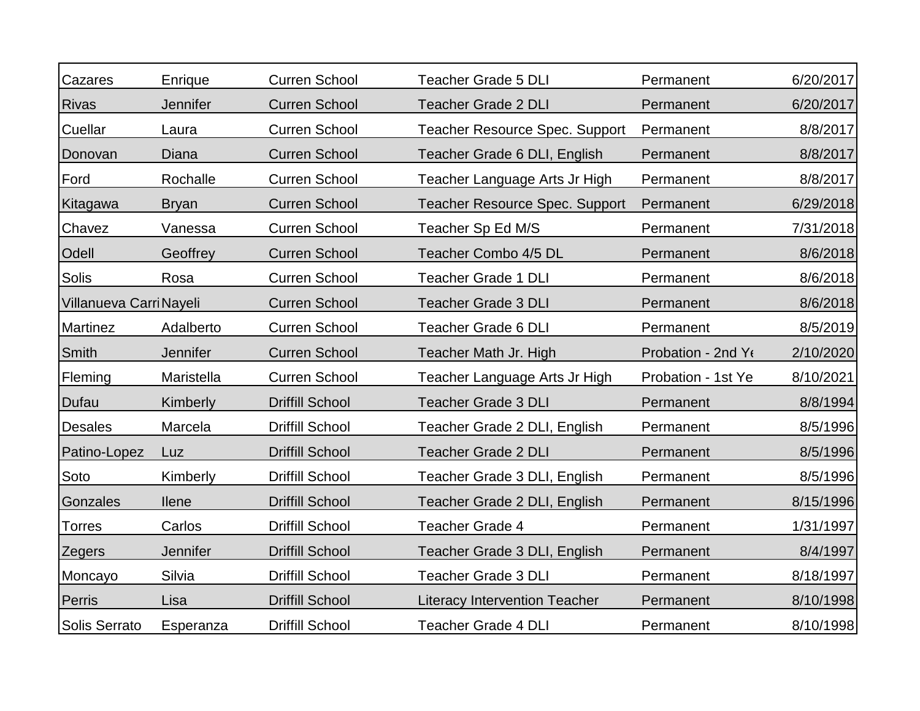| | | | | | |
|---|---|---|---|---|---|
| Cazares | Enrique | Curren School | Teacher Grade 5 DLI | Permanent | 6/20/2017 |
| Rivas | Jennifer | Curren School | Teacher Grade 2 DLI | Permanent | 6/20/2017 |
| Cuellar | Laura | Curren School | Teacher Resource Spec. Support | Permanent | 8/8/2017 |
| Donovan | Diana | Curren School | Teacher Grade 6 DLI, English | Permanent | 8/8/2017 |
| Ford | Rochalle | Curren School | Teacher Language Arts Jr High | Permanent | 8/8/2017 |
| Kitagawa | Bryan | Curren School | Teacher Resource Spec. Support | Permanent | 6/29/2018 |
| Chavez | Vanessa | Curren School | Teacher Sp Ed M/S | Permanent | 7/31/2018 |
| Odell | Geoffrey | Curren School | Teacher Combo 4/5 DL | Permanent | 8/6/2018 |
| Solis | Rosa | Curren School | Teacher Grade 1 DLI | Permanent | 8/6/2018 |
| Villanueva Carri | Nayeli | Curren School | Teacher Grade 3 DLI | Permanent | 8/6/2018 |
| Martinez | Adalberto | Curren School | Teacher Grade 6 DLI | Permanent | 8/5/2019 |
| Smith | Jennifer | Curren School | Teacher Math Jr. High | Probation - 2nd Ye | 2/10/2020 |
| Fleming | Maristella | Curren School | Teacher Language Arts Jr High | Probation - 1st Ye | 8/10/2021 |
| Dufau | Kimberly | Driffill School | Teacher Grade 3 DLI | Permanent | 8/8/1994 |
| Desales | Marcela | Driffill School | Teacher Grade 2 DLI, English | Permanent | 8/5/1996 |
| Patino-Lopez | Luz | Driffill School | Teacher Grade 2 DLI | Permanent | 8/5/1996 |
| Soto | Kimberly | Driffill School | Teacher Grade 3 DLI, English | Permanent | 8/5/1996 |
| Gonzales | Ilene | Driffill School | Teacher Grade 2 DLI, English | Permanent | 8/15/1996 |
| Torres | Carlos | Driffill School | Teacher Grade 4 | Permanent | 1/31/1997 |
| Zegers | Jennifer | Driffill School | Teacher Grade 3 DLI, English | Permanent | 8/4/1997 |
| Moncayo | Silvia | Driffill School | Teacher Grade 3 DLI | Permanent | 8/18/1997 |
| Perris | Lisa | Driffill School | Literacy Intervention Teacher | Permanent | 8/10/1998 |
| Solis Serrato | Esperanza | Driffill School | Teacher Grade 4 DLI | Permanent | 8/10/1998 |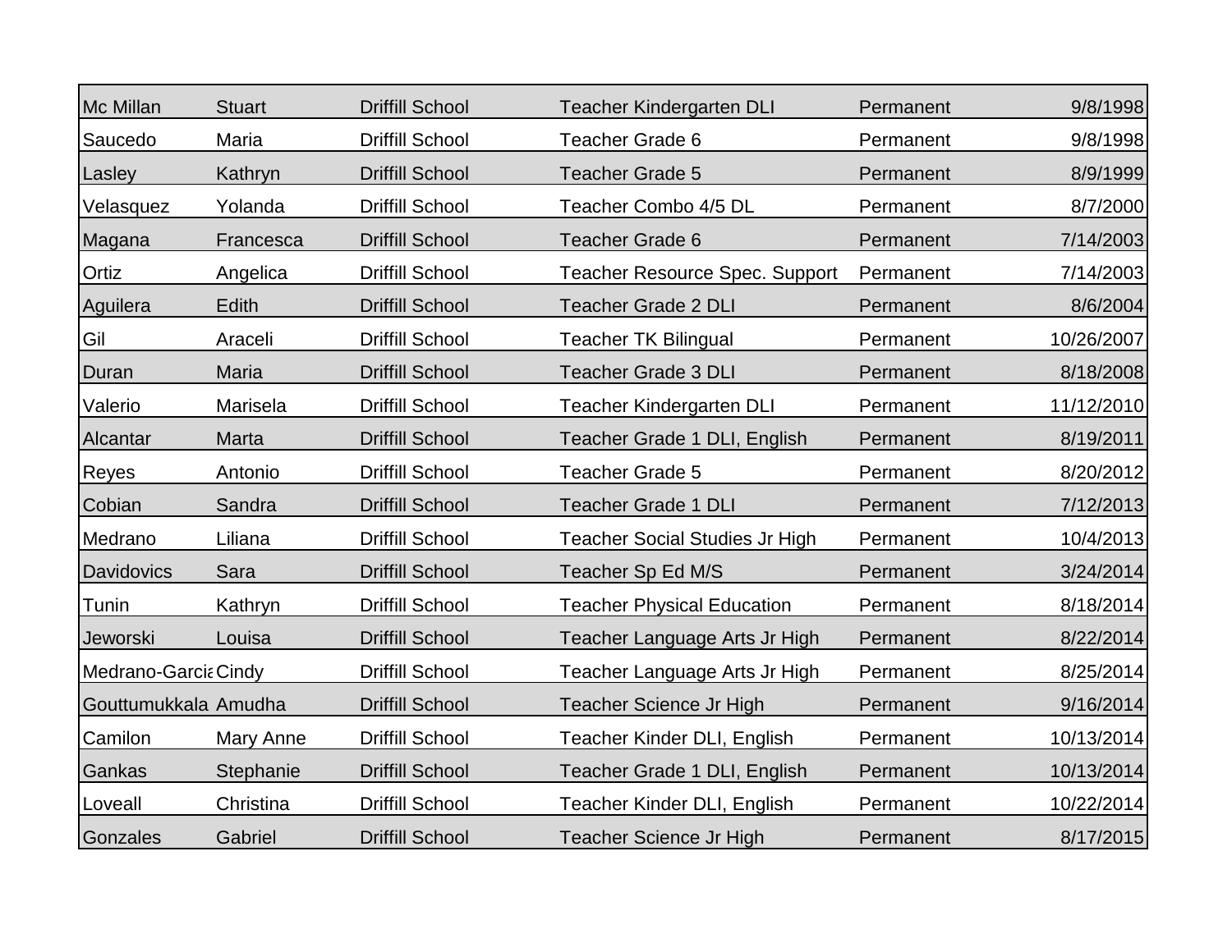| | | | | | |
|---|---|---|---|---|---|
| Mc Millan | Stuart | Driffill School | Teacher Kindergarten DLI | Permanent | 9/8/1998 |
| Saucedo | Maria | Driffill School | Teacher Grade 6 | Permanent | 9/8/1998 |
| Lasley | Kathryn | Driffill School | Teacher Grade 5 | Permanent | 8/9/1999 |
| Velasquez | Yolanda | Driffill School | Teacher Combo 4/5 DL | Permanent | 8/7/2000 |
| Magana | Francesca | Driffill School | Teacher Grade 6 | Permanent | 7/14/2003 |
| Ortiz | Angelica | Driffill School | Teacher Resource Spec. Support | Permanent | 7/14/2003 |
| Aguilera | Edith | Driffill School | Teacher Grade 2 DLI | Permanent | 8/6/2004 |
| Gil | Araceli | Driffill School | Teacher TK Bilingual | Permanent | 10/26/2007 |
| Duran | Maria | Driffill School | Teacher Grade 3 DLI | Permanent | 8/18/2008 |
| Valerio | Marisela | Driffill School | Teacher Kindergarten DLI | Permanent | 11/12/2010 |
| Alcantar | Marta | Driffill School | Teacher Grade 1 DLI, English | Permanent | 8/19/2011 |
| Reyes | Antonio | Driffill School | Teacher Grade 5 | Permanent | 8/20/2012 |
| Cobian | Sandra | Driffill School | Teacher Grade 1 DLI | Permanent | 7/12/2013 |
| Medrano | Liliana | Driffill School | Teacher Social Studies Jr High | Permanent | 10/4/2013 |
| Davidovics | Sara | Driffill School | Teacher Sp Ed M/S | Permanent | 3/24/2014 |
| Tunin | Kathryn | Driffill School | Teacher Physical Education | Permanent | 8/18/2014 |
| Jeworski | Louisa | Driffill School | Teacher Language Arts Jr High | Permanent | 8/22/2014 |
| Medrano-Garcia | Cindy | Driffill School | Teacher Language Arts Jr High | Permanent | 8/25/2014 |
| Gouttumukkala | Amudha | Driffill School | Teacher Science Jr High | Permanent | 9/16/2014 |
| Camilon | Mary Anne | Driffill School | Teacher Kinder DLI, English | Permanent | 10/13/2014 |
| Gankas | Stephanie | Driffill School | Teacher Grade 1 DLI, English | Permanent | 10/13/2014 |
| Loveall | Christina | Driffill School | Teacher Kinder DLI, English | Permanent | 10/22/2014 |
| Gonzales | Gabriel | Driffill School | Teacher Science Jr High | Permanent | 8/17/2015 |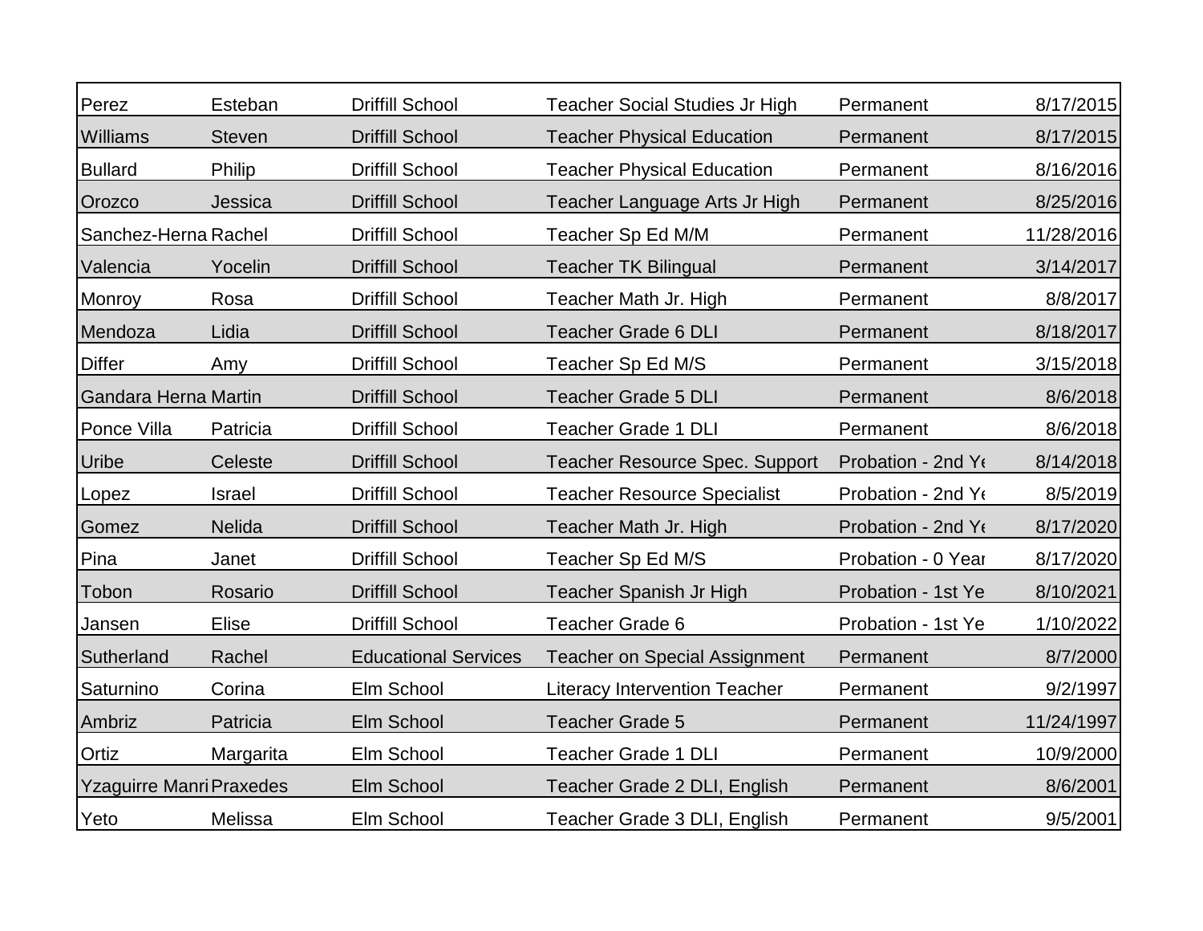| | | | | | |
|---|---|---|---|---|---|
| Perez | Esteban | Driffill School | Teacher Social Studies Jr High | Permanent | 8/17/2015 |
| Williams | Steven | Driffill School | Teacher Physical Education | Permanent | 8/17/2015 |
| Bullard | Philip | Driffill School | Teacher Physical Education | Permanent | 8/16/2016 |
| Orozco | Jessica | Driffill School | Teacher Language Arts Jr High | Permanent | 8/25/2016 |
| Sanchez-Herna | Rachel | Driffill School | Teacher Sp Ed M/M | Permanent | 11/28/2016 |
| Valencia | Yocelin | Driffill School | Teacher TK Bilingual | Permanent | 3/14/2017 |
| Monroy | Rosa | Driffill School | Teacher Math Jr. High | Permanent | 8/8/2017 |
| Mendoza | Lidia | Driffill School | Teacher Grade 6 DLI | Permanent | 8/18/2017 |
| Differ | Amy | Driffill School | Teacher Sp Ed M/S | Permanent | 3/15/2018 |
| Gandara Herna | Martin | Driffill School | Teacher Grade 5 DLI | Permanent | 8/6/2018 |
| Ponce Villa | Patricia | Driffill School | Teacher Grade 1 DLI | Permanent | 8/6/2018 |
| Uribe | Celeste | Driffill School | Teacher Resource Spec. Support | Probation - 2nd Ye | 8/14/2018 |
| Lopez | Israel | Driffill School | Teacher Resource Specialist | Probation - 2nd Ye | 8/5/2019 |
| Gomez | Nelida | Driffill School | Teacher Math Jr. High | Probation - 2nd Ye | 8/17/2020 |
| Pina | Janet | Driffill School | Teacher Sp Ed M/S | Probation - 0 Year | 8/17/2020 |
| Tobon | Rosario | Driffill School | Teacher Spanish Jr High | Probation - 1st Ye | 8/10/2021 |
| Jansen | Elise | Driffill School | Teacher Grade 6 | Probation - 1st Ye | 1/10/2022 |
| Sutherland | Rachel | Educational Services | Teacher on Special Assignment | Permanent | 8/7/2000 |
| Saturnino | Corina | Elm School | Literacy Intervention Teacher | Permanent | 9/2/1997 |
| Ambriz | Patricia | Elm School | Teacher Grade 5 | Permanent | 11/24/1997 |
| Ortiz | Margarita | Elm School | Teacher Grade 1 DLI | Permanent | 10/9/2000 |
| Yzaguirre Manri | Praxedes | Elm School | Teacher Grade 2 DLI, English | Permanent | 8/6/2001 |
| Yeto | Melissa | Elm School | Teacher Grade 3 DLI, English | Permanent | 9/5/2001 |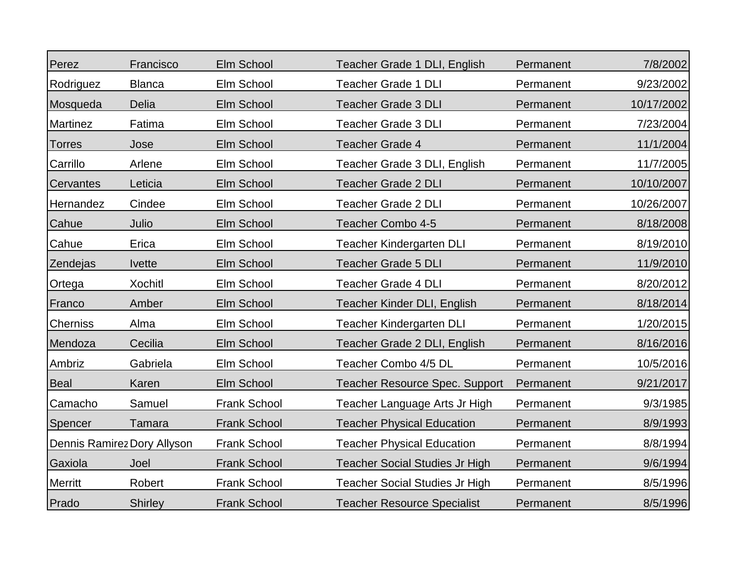| | | | | | |
|---|---|---|---|---|---|
| Perez | Francisco | Elm School | Teacher Grade 1 DLI, English | Permanent | 7/8/2002 |
| Rodriguez | Blanca | Elm School | Teacher Grade 1 DLI | Permanent | 9/23/2002 |
| Mosqueda | Delia | Elm School | Teacher Grade 3 DLI | Permanent | 10/17/2002 |
| Martinez | Fatima | Elm School | Teacher Grade 3 DLI | Permanent | 7/23/2004 |
| Torres | Jose | Elm School | Teacher Grade 4 | Permanent | 11/1/2004 |
| Carrillo | Arlene | Elm School | Teacher Grade 3 DLI, English | Permanent | 11/7/2005 |
| Cervantes | Leticia | Elm School | Teacher Grade 2 DLI | Permanent | 10/10/2007 |
| Hernandez | Cindee | Elm School | Teacher Grade 2 DLI | Permanent | 10/26/2007 |
| Cahue | Julio | Elm School | Teacher Combo 4-5 | Permanent | 8/18/2008 |
| Cahue | Erica | Elm School | Teacher Kindergarten DLI | Permanent | 8/19/2010 |
| Zendejas | Ivette | Elm School | Teacher Grade 5 DLI | Permanent | 11/9/2010 |
| Ortega | Xochitl | Elm School | Teacher Grade 4 DLI | Permanent | 8/20/2012 |
| Franco | Amber | Elm School | Teacher Kinder DLI, English | Permanent | 8/18/2014 |
| Cherniss | Alma | Elm School | Teacher Kindergarten DLI | Permanent | 1/20/2015 |
| Mendoza | Cecilia | Elm School | Teacher Grade 2 DLI, English | Permanent | 8/16/2016 |
| Ambriz | Gabriela | Elm School | Teacher Combo 4/5 DL | Permanent | 10/5/2016 |
| Beal | Karen | Elm School | Teacher Resource Spec. Support | Permanent | 9/21/2017 |
| Camacho | Samuel | Frank School | Teacher Language Arts Jr High | Permanent | 9/3/1985 |
| Spencer | Tamara | Frank School | Teacher Physical Education | Permanent | 8/9/1993 |
| Dennis Ramirez | Dory Allyson | Frank School | Teacher Physical Education | Permanent | 8/8/1994 |
| Gaxiola | Joel | Frank School | Teacher Social Studies Jr High | Permanent | 9/6/1994 |
| Merritt | Robert | Frank School | Teacher Social Studies Jr High | Permanent | 8/5/1996 |
| Prado | Shirley | Frank School | Teacher Resource Specialist | Permanent | 8/5/1996 |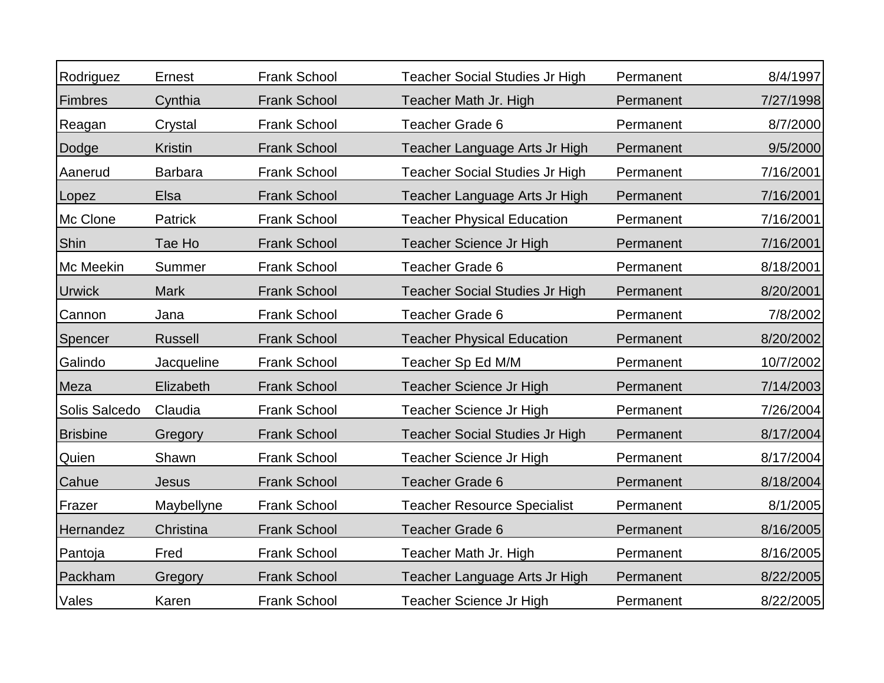| | | | | | |
|---|---|---|---|---|---|
| Rodriguez | Ernest | Frank School | Teacher Social Studies Jr High | Permanent | 8/4/1997 |
| Fimbres | Cynthia | Frank School | Teacher Math Jr. High | Permanent | 7/27/1998 |
| Reagan | Crystal | Frank School | Teacher Grade 6 | Permanent | 8/7/2000 |
| Dodge | Kristin | Frank School | Teacher Language Arts Jr High | Permanent | 9/5/2000 |
| Aanerud | Barbara | Frank School | Teacher Social Studies Jr High | Permanent | 7/16/2001 |
| Lopez | Elsa | Frank School | Teacher Language Arts Jr High | Permanent | 7/16/2001 |
| Mc Clone | Patrick | Frank School | Teacher Physical Education | Permanent | 7/16/2001 |
| Shin | Tae Ho | Frank School | Teacher Science Jr High | Permanent | 7/16/2001 |
| Mc Meekin | Summer | Frank School | Teacher Grade 6 | Permanent | 8/18/2001 |
| Urwick | Mark | Frank School | Teacher Social Studies Jr High | Permanent | 8/20/2001 |
| Cannon | Jana | Frank School | Teacher Grade 6 | Permanent | 7/8/2002 |
| Spencer | Russell | Frank School | Teacher Physical Education | Permanent | 8/20/2002 |
| Galindo | Jacqueline | Frank School | Teacher Sp Ed M/M | Permanent | 10/7/2002 |
| Meza | Elizabeth | Frank School | Teacher Science Jr High | Permanent | 7/14/2003 |
| Solis Salcedo | Claudia | Frank School | Teacher Science Jr High | Permanent | 7/26/2004 |
| Brisbine | Gregory | Frank School | Teacher Social Studies Jr High | Permanent | 8/17/2004 |
| Quien | Shawn | Frank School | Teacher Science Jr High | Permanent | 8/17/2004 |
| Cahue | Jesus | Frank School | Teacher Grade 6 | Permanent | 8/18/2004 |
| Frazer | Maybellyne | Frank School | Teacher Resource Specialist | Permanent | 8/1/2005 |
| Hernandez | Christina | Frank School | Teacher Grade 6 | Permanent | 8/16/2005 |
| Pantoja | Fred | Frank School | Teacher Math Jr. High | Permanent | 8/16/2005 |
| Packham | Gregory | Frank School | Teacher Language Arts Jr High | Permanent | 8/22/2005 |
| Vales | Karen | Frank School | Teacher Science Jr High | Permanent | 8/22/2005 |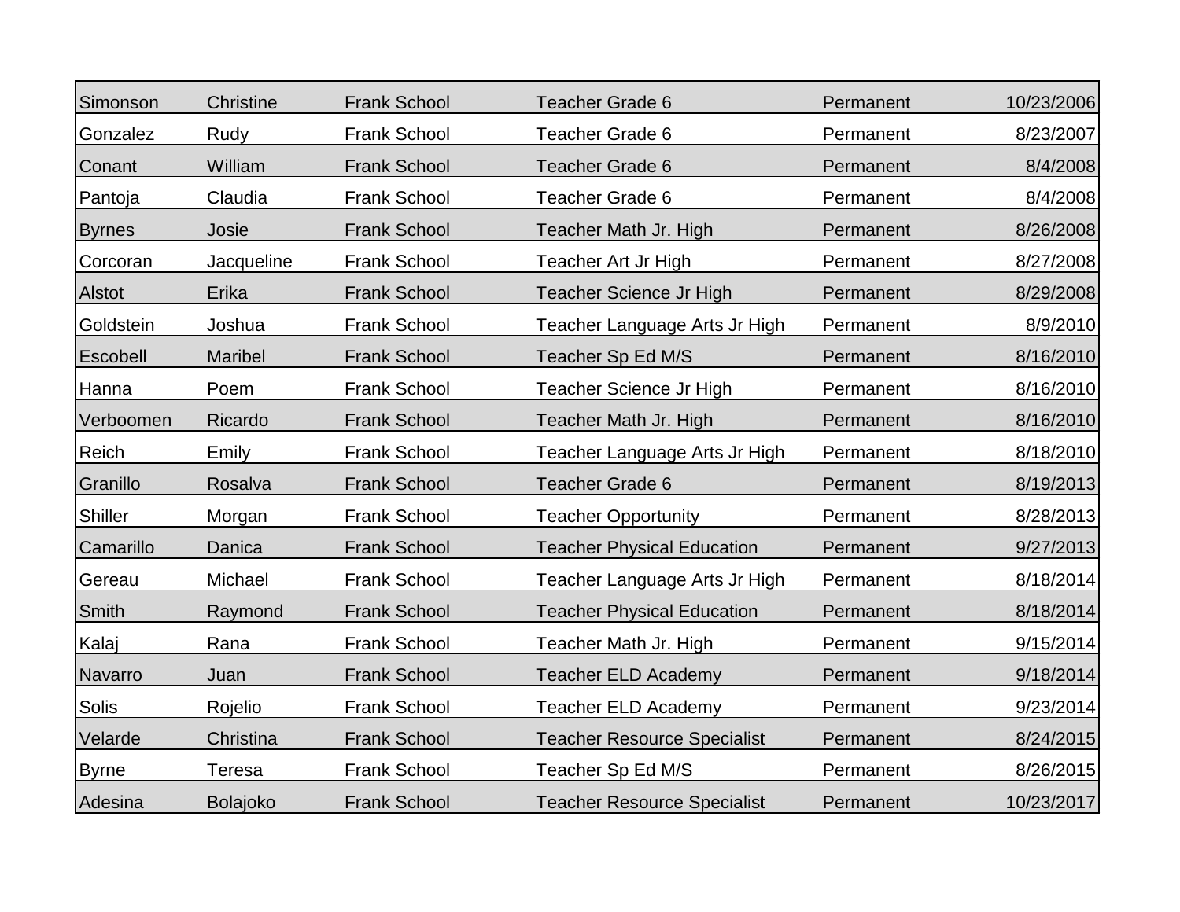| | | | | | |
|---|---|---|---|---|---|
| Simonson | Christine | Frank School | Teacher Grade 6 | Permanent | 10/23/2006 |
| Gonzalez | Rudy | Frank School | Teacher Grade 6 | Permanent | 8/23/2007 |
| Conant | William | Frank School | Teacher Grade 6 | Permanent | 8/4/2008 |
| Pantoja | Claudia | Frank School | Teacher Grade 6 | Permanent | 8/4/2008 |
| Byrnes | Josie | Frank School | Teacher Math Jr. High | Permanent | 8/26/2008 |
| Corcoran | Jacqueline | Frank School | Teacher Art Jr High | Permanent | 8/27/2008 |
| Alstot | Erika | Frank School | Teacher Science Jr High | Permanent | 8/29/2008 |
| Goldstein | Joshua | Frank School | Teacher Language Arts Jr High | Permanent | 8/9/2010 |
| Escobell | Maribel | Frank School | Teacher Sp Ed M/S | Permanent | 8/16/2010 |
| Hanna | Poem | Frank School | Teacher Science Jr High | Permanent | 8/16/2010 |
| Verboomen | Ricardo | Frank School | Teacher Math Jr. High | Permanent | 8/16/2010 |
| Reich | Emily | Frank School | Teacher Language Arts Jr High | Permanent | 8/18/2010 |
| Granillo | Rosalva | Frank School | Teacher Grade 6 | Permanent | 8/19/2013 |
| Shiller | Morgan | Frank School | Teacher Opportunity | Permanent | 8/28/2013 |
| Camarillo | Danica | Frank School | Teacher Physical Education | Permanent | 9/27/2013 |
| Gereau | Michael | Frank School | Teacher Language Arts Jr High | Permanent | 8/18/2014 |
| Smith | Raymond | Frank School | Teacher Physical Education | Permanent | 8/18/2014 |
| Kalaj | Rana | Frank School | Teacher Math Jr. High | Permanent | 9/15/2014 |
| Navarro | Juan | Frank School | Teacher ELD Academy | Permanent | 9/18/2014 |
| Solis | Rojelio | Frank School | Teacher ELD Academy | Permanent | 9/23/2014 |
| Velarde | Christina | Frank School | Teacher Resource Specialist | Permanent | 8/24/2015 |
| Byrne | Teresa | Frank School | Teacher Sp Ed M/S | Permanent | 8/26/2015 |
| Adesina | Bolajoko | Frank School | Teacher Resource Specialist | Permanent | 10/23/2017 |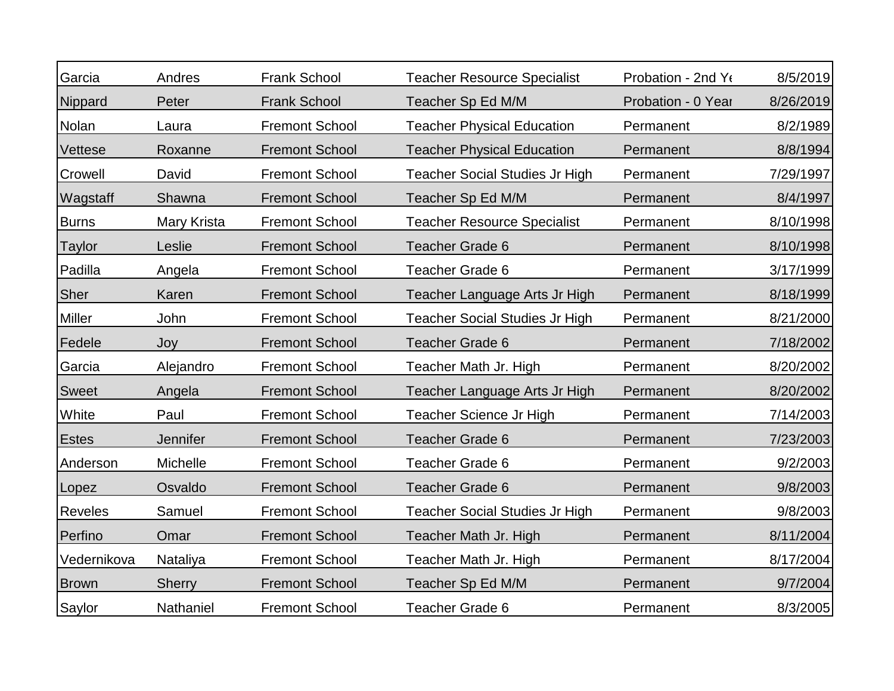| Garcia | Andres | Frank School | Teacher Resource Specialist | Probation - 2nd Ye | 8/5/2019 |
|---|---|---|---|---|---|
| Nippard | Peter | Frank School | Teacher Sp Ed M/M | Probation - 0 Year | 8/26/2019 |
| Nolan | Laura | Fremont School | Teacher Physical Education | Permanent | 8/2/1989 |
| Vettese | Roxanne | Fremont School | Teacher Physical Education | Permanent | 8/8/1994 |
| Crowell | David | Fremont School | Teacher Social Studies Jr High | Permanent | 7/29/1997 |
| Wagstaff | Shawna | Fremont School | Teacher Sp Ed M/M | Permanent | 8/4/1997 |
| Burns | Mary Krista | Fremont School | Teacher Resource Specialist | Permanent | 8/10/1998 |
| Taylor | Leslie | Fremont School | Teacher Grade 6 | Permanent | 8/10/1998 |
| Padilla | Angela | Fremont School | Teacher Grade 6 | Permanent | 3/17/1999 |
| Sher | Karen | Fremont School | Teacher Language Arts Jr High | Permanent | 8/18/1999 |
| Miller | John | Fremont School | Teacher Social Studies Jr High | Permanent | 8/21/2000 |
| Fedele | Joy | Fremont School | Teacher Grade 6 | Permanent | 7/18/2002 |
| Garcia | Alejandro | Fremont School | Teacher Math Jr. High | Permanent | 8/20/2002 |
| Sweet | Angela | Fremont School | Teacher Language Arts Jr High | Permanent | 8/20/2002 |
| White | Paul | Fremont School | Teacher Science Jr High | Permanent | 7/14/2003 |
| Estes | Jennifer | Fremont School | Teacher Grade 6 | Permanent | 7/23/2003 |
| Anderson | Michelle | Fremont School | Teacher Grade 6 | Permanent | 9/2/2003 |
| Lopez | Osvaldo | Fremont School | Teacher Grade 6 | Permanent | 9/8/2003 |
| Reveles | Samuel | Fremont School | Teacher Social Studies Jr High | Permanent | 9/8/2003 |
| Perfino | Omar | Fremont School | Teacher Math Jr. High | Permanent | 8/11/2004 |
| Vedernikova | Nataliya | Fremont School | Teacher Math Jr. High | Permanent | 8/17/2004 |
| Brown | Sherry | Fremont School | Teacher Sp Ed M/M | Permanent | 9/7/2004 |
| Saylor | Nathaniel | Fremont School | Teacher Grade 6 | Permanent | 8/3/2005 |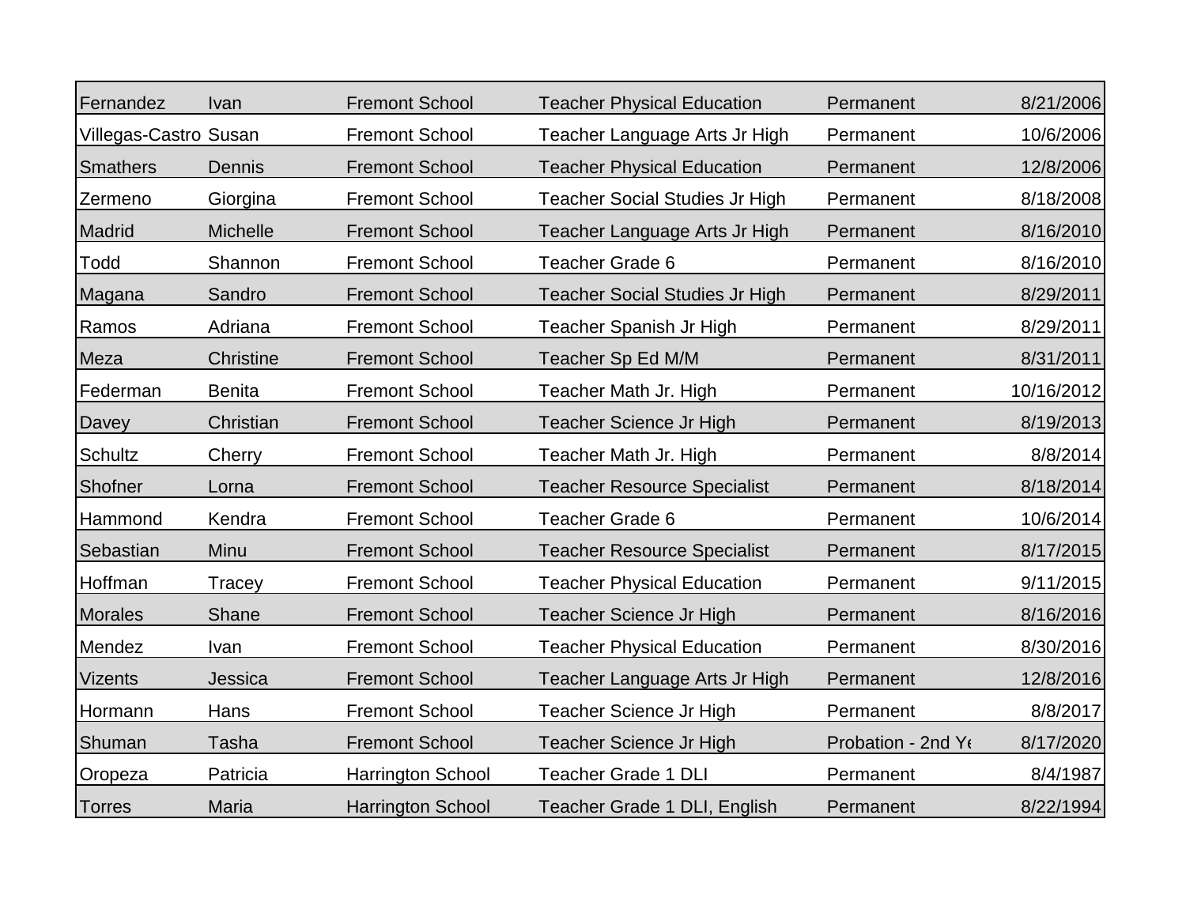| | | | | | |
|---|---|---|---|---|---|
| Fernandez | Ivan | Fremont School | Teacher Physical Education | Permanent | 8/21/2006 |
| Villegas-Castro | Susan | Fremont School | Teacher Language Arts Jr High | Permanent | 10/6/2006 |
| Smathers | Dennis | Fremont School | Teacher Physical Education | Permanent | 12/8/2006 |
| Zermeno | Giorgina | Fremont School | Teacher Social Studies Jr High | Permanent | 8/18/2008 |
| Madrid | Michelle | Fremont School | Teacher Language Arts Jr High | Permanent | 8/16/2010 |
| Todd | Shannon | Fremont School | Teacher Grade 6 | Permanent | 8/16/2010 |
| Magana | Sandro | Fremont School | Teacher Social Studies Jr High | Permanent | 8/29/2011 |
| Ramos | Adriana | Fremont School | Teacher Spanish Jr High | Permanent | 8/29/2011 |
| Meza | Christine | Fremont School | Teacher Sp Ed M/M | Permanent | 8/31/2011 |
| Federman | Benita | Fremont School | Teacher Math Jr. High | Permanent | 10/16/2012 |
| Davey | Christian | Fremont School | Teacher Science Jr High | Permanent | 8/19/2013 |
| Schultz | Cherry | Fremont School | Teacher Math Jr. High | Permanent | 8/8/2014 |
| Shofner | Lorna | Fremont School | Teacher Resource Specialist | Permanent | 8/18/2014 |
| Hammond | Kendra | Fremont School | Teacher Grade 6 | Permanent | 10/6/2014 |
| Sebastian | Minu | Fremont School | Teacher Resource Specialist | Permanent | 8/17/2015 |
| Hoffman | Tracey | Fremont School | Teacher Physical Education | Permanent | 9/11/2015 |
| Morales | Shane | Fremont School | Teacher Science Jr High | Permanent | 8/16/2016 |
| Mendez | Ivan | Fremont School | Teacher Physical Education | Permanent | 8/30/2016 |
| Vizents | Jessica | Fremont School | Teacher Language Arts Jr High | Permanent | 12/8/2016 |
| Hormann | Hans | Fremont School | Teacher Science Jr High | Permanent | 8/8/2017 |
| Shuman | Tasha | Fremont School | Teacher Science Jr High | Probation - 2nd Ye | 8/17/2020 |
| Oropeza | Patricia | Harrington School | Teacher Grade 1 DLI | Permanent | 8/4/1987 |
| Torres | Maria | Harrington School | Teacher Grade 1 DLI, English | Permanent | 8/22/1994 |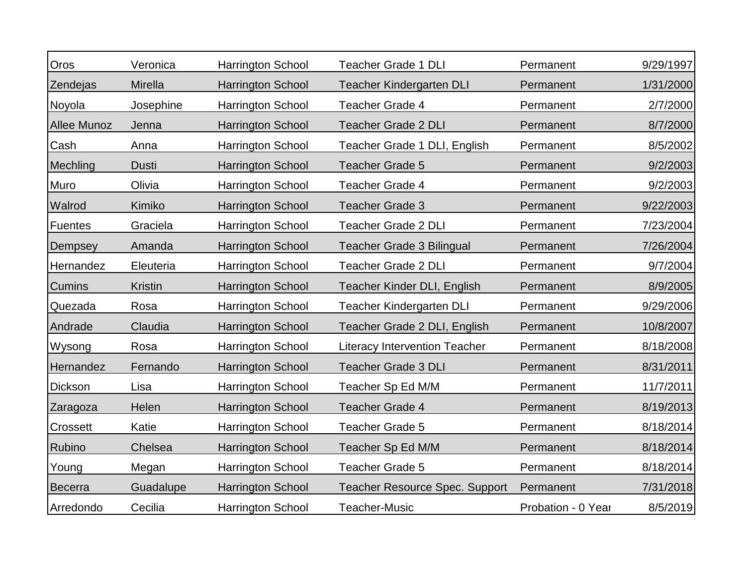| | | | | | |
|---|---|---|---|---|---|
| Oros | Veronica | Harrington School | Teacher Grade 1 DLI | Permanent | 9/29/1997 |
| Zendejas | Mirella | Harrington School | Teacher Kindergarten DLI | Permanent | 1/31/2000 |
| Noyola | Josephine | Harrington School | Teacher Grade 4 | Permanent | 2/7/2000 |
| Allee Munoz | Jenna | Harrington School | Teacher Grade 2 DLI | Permanent | 8/7/2000 |
| Cash | Anna | Harrington School | Teacher Grade 1 DLI, English | Permanent | 8/5/2002 |
| Mechling | Dusti | Harrington School | Teacher Grade 5 | Permanent | 9/2/2003 |
| Muro | Olivia | Harrington School | Teacher Grade 4 | Permanent | 9/2/2003 |
| Walrod | Kimiko | Harrington School | Teacher Grade 3 | Permanent | 9/22/2003 |
| Fuentes | Graciela | Harrington School | Teacher Grade 2 DLI | Permanent | 7/23/2004 |
| Dempsey | Amanda | Harrington School | Teacher Grade 3 Bilingual | Permanent | 7/26/2004 |
| Hernandez | Eleuteria | Harrington School | Teacher Grade 2 DLI | Permanent | 9/7/2004 |
| Cumins | Kristin | Harrington School | Teacher Kinder DLI, English | Permanent | 8/9/2005 |
| Quezada | Rosa | Harrington School | Teacher Kindergarten DLI | Permanent | 9/29/2006 |
| Andrade | Claudia | Harrington School | Teacher Grade 2 DLI, English | Permanent | 10/8/2007 |
| Wysong | Rosa | Harrington School | Literacy Intervention Teacher | Permanent | 8/18/2008 |
| Hernandez | Fernando | Harrington School | Teacher Grade 3 DLI | Permanent | 8/31/2011 |
| Dickson | Lisa | Harrington School | Teacher Sp Ed M/M | Permanent | 11/7/2011 |
| Zaragoza | Helen | Harrington School | Teacher Grade 4 | Permanent | 8/19/2013 |
| Crossett | Katie | Harrington School | Teacher Grade 5 | Permanent | 8/18/2014 |
| Rubino | Chelsea | Harrington School | Teacher Sp Ed M/M | Permanent | 8/18/2014 |
| Young | Megan | Harrington School | Teacher Grade 5 | Permanent | 8/18/2014 |
| Becerra | Guadalupe | Harrington School | Teacher Resource Spec. Support | Permanent | 7/31/2018 |
| Arredondo | Cecilia | Harrington School | Teacher-Music | Probation - 0 Year | 8/5/2019 |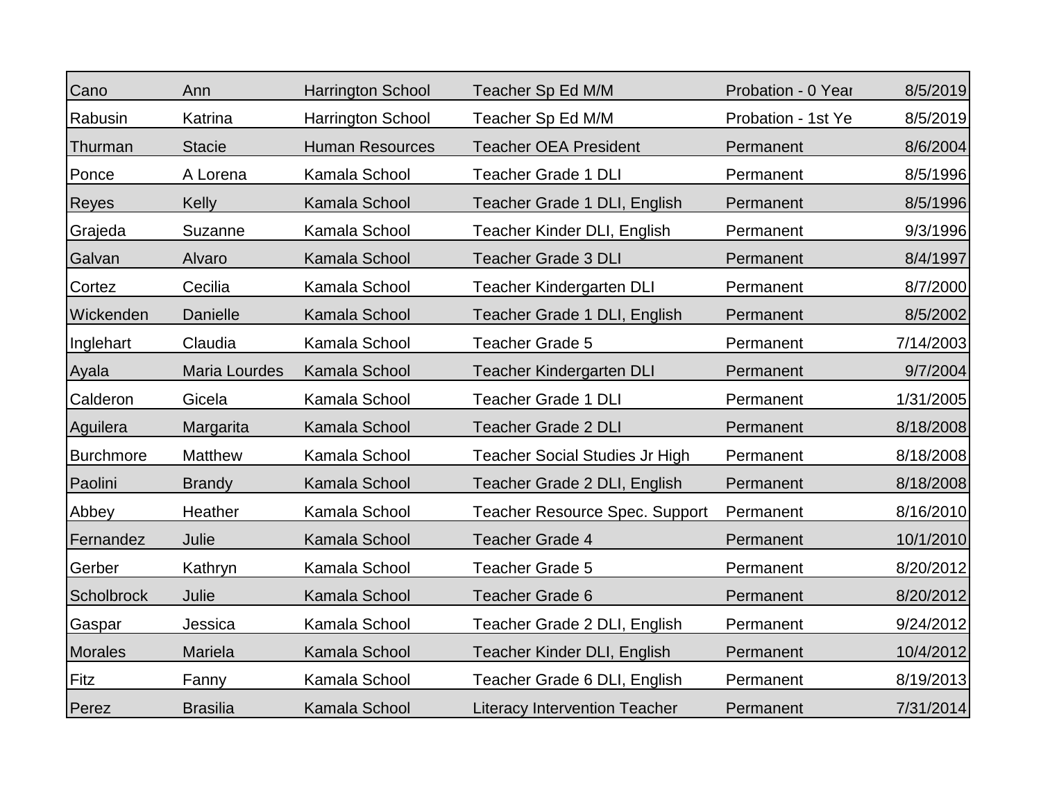| Cano | Ann | Harrington School | Teacher Sp Ed M/M | Probation - 0 Year | 8/5/2019 |
|---|---|---|---|---|---|
| Rabusin | Katrina | Harrington School | Teacher Sp Ed M/M | Probation - 1st Ye | 8/5/2019 |
| Thurman | Stacie | Human Resources | Teacher OEA President | Permanent | 8/6/2004 |
| Ponce | A Lorena | Kamala School | Teacher Grade 1 DLI | Permanent | 8/5/1996 |
| Reyes | Kelly | Kamala School | Teacher Grade 1 DLI, English | Permanent | 8/5/1996 |
| Grajeda | Suzanne | Kamala School | Teacher Kinder DLI, English | Permanent | 9/3/1996 |
| Galvan | Alvaro | Kamala School | Teacher Grade 3 DLI | Permanent | 8/4/1997 |
| Cortez | Cecilia | Kamala School | Teacher Kindergarten DLI | Permanent | 8/7/2000 |
| Wickenden | Danielle | Kamala School | Teacher Grade 1 DLI, English | Permanent | 8/5/2002 |
| Inglehart | Claudia | Kamala School | Teacher Grade 5 | Permanent | 7/14/2003 |
| Ayala | Maria Lourdes | Kamala School | Teacher Kindergarten DLI | Permanent | 9/7/2004 |
| Calderon | Gicela | Kamala School | Teacher Grade 1 DLI | Permanent | 1/31/2005 |
| Aguilera | Margarita | Kamala School | Teacher Grade 2 DLI | Permanent | 8/18/2008 |
| Burchmore | Matthew | Kamala School | Teacher Social Studies Jr High | Permanent | 8/18/2008 |
| Paolini | Brandy | Kamala School | Teacher Grade 2 DLI, English | Permanent | 8/18/2008 |
| Abbey | Heather | Kamala School | Teacher Resource Spec. Support | Permanent | 8/16/2010 |
| Fernandez | Julie | Kamala School | Teacher Grade 4 | Permanent | 10/1/2010 |
| Gerber | Kathryn | Kamala School | Teacher Grade 5 | Permanent | 8/20/2012 |
| Scholbrock | Julie | Kamala School | Teacher Grade 6 | Permanent | 8/20/2012 |
| Gaspar | Jessica | Kamala School | Teacher Grade 2 DLI, English | Permanent | 9/24/2012 |
| Morales | Mariela | Kamala School | Teacher Kinder DLI, English | Permanent | 10/4/2012 |
| Fitz | Fanny | Kamala School | Teacher Grade 6 DLI, English | Permanent | 8/19/2013 |
| Perez | Brasilia | Kamala School | Literacy Intervention Teacher | Permanent | 7/31/2014 |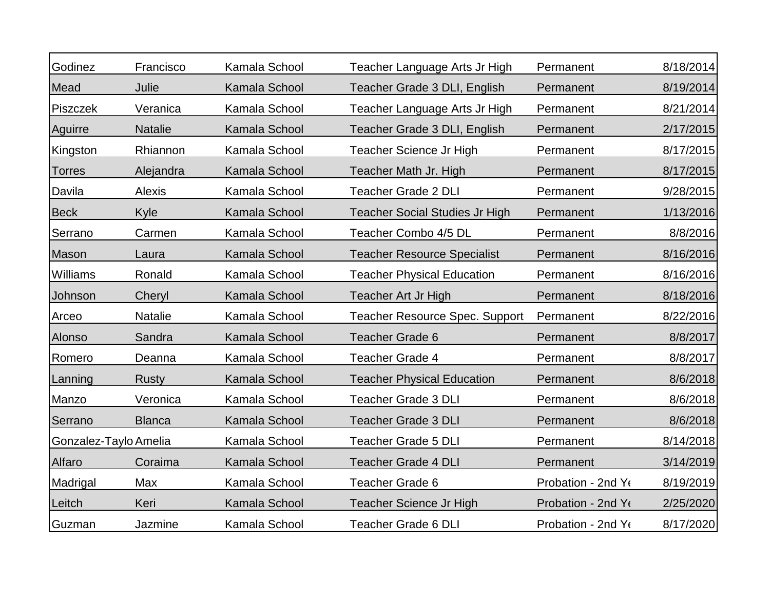| | | | | | |
|---|---|---|---|---|---|
| Godinez | Francisco | Kamala School | Teacher Language Arts Jr High | Permanent | 8/18/2014 |
| Mead | Julie | Kamala School | Teacher Grade 3 DLI, English | Permanent | 8/19/2014 |
| Piszczek | Veranica | Kamala School | Teacher Language Arts Jr High | Permanent | 8/21/2014 |
| Aguirre | Natalie | Kamala School | Teacher Grade 3 DLI, English | Permanent | 2/17/2015 |
| Kingston | Rhiannon | Kamala School | Teacher Science Jr High | Permanent | 8/17/2015 |
| Torres | Alejandra | Kamala School | Teacher Math Jr. High | Permanent | 8/17/2015 |
| Davila | Alexis | Kamala School | Teacher Grade 2 DLI | Permanent | 9/28/2015 |
| Beck | Kyle | Kamala School | Teacher Social Studies Jr High | Permanent | 1/13/2016 |
| Serrano | Carmen | Kamala School | Teacher Combo 4/5 DL | Permanent | 8/8/2016 |
| Mason | Laura | Kamala School | Teacher Resource Specialist | Permanent | 8/16/2016 |
| Williams | Ronald | Kamala School | Teacher Physical Education | Permanent | 8/16/2016 |
| Johnson | Cheryl | Kamala School | Teacher Art Jr High | Permanent | 8/18/2016 |
| Arceo | Natalie | Kamala School | Teacher Resource Spec. Support | Permanent | 8/22/2016 |
| Alonso | Sandra | Kamala School | Teacher Grade 6 | Permanent | 8/8/2017 |
| Romero | Deanna | Kamala School | Teacher Grade 4 | Permanent | 8/8/2017 |
| Lanning | Rusty | Kamala School | Teacher Physical Education | Permanent | 8/6/2018 |
| Manzo | Veronica | Kamala School | Teacher Grade 3 DLI | Permanent | 8/6/2018 |
| Serrano | Blanca | Kamala School | Teacher Grade 3 DLI | Permanent | 8/6/2018 |
| Gonzalez-Taylo | Amelia | Kamala School | Teacher Grade 5 DLI | Permanent | 8/14/2018 |
| Alfaro | Coraima | Kamala School | Teacher Grade 4 DLI | Permanent | 3/14/2019 |
| Madrigal | Max | Kamala School | Teacher Grade 6 | Probation - 2nd Ye | 8/19/2019 |
| Leitch | Keri | Kamala School | Teacher Science Jr High | Probation - 2nd Ye | 2/25/2020 |
| Guzman | Jazmine | Kamala School | Teacher Grade 6 DLI | Probation - 2nd Ye | 8/17/2020 |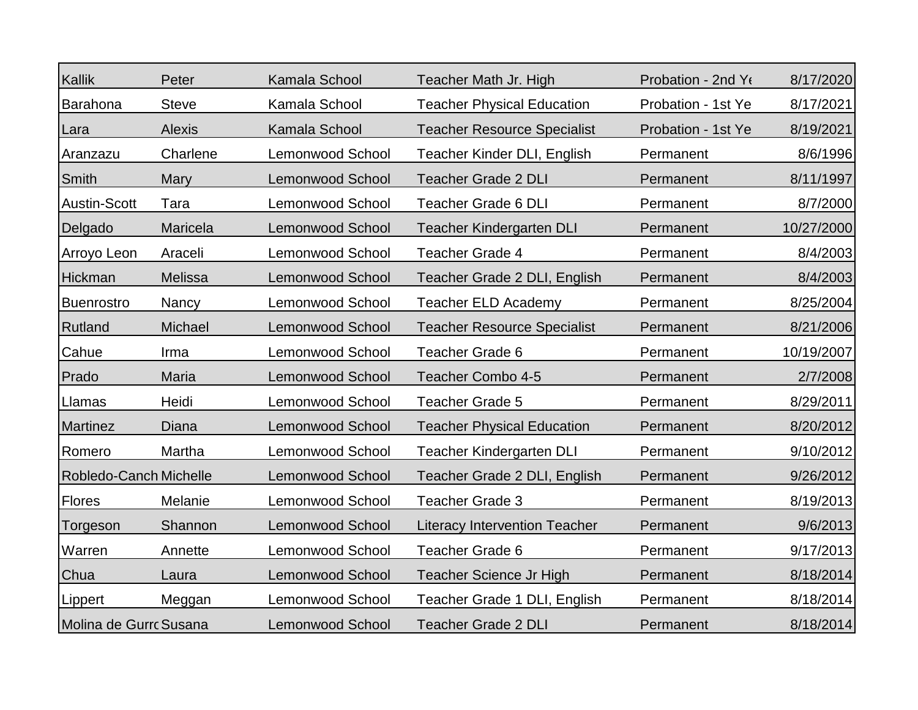| | | | | | |
|---|---|---|---|---|---|
| Kallik | Peter | Kamala School | Teacher Math Jr. High | Probation - 2nd Ye | 8/17/2020 |
| Barahona | Steve | Kamala School | Teacher Physical Education | Probation - 1st Ye | 8/17/2021 |
| Lara | Alexis | Kamala School | Teacher Resource Specialist | Probation - 1st Ye | 8/19/2021 |
| Aranzazu | Charlene | Lemonwood School | Teacher Kinder DLI, English | Permanent | 8/6/1996 |
| Smith | Mary | Lemonwood School | Teacher Grade 2 DLI | Permanent | 8/11/1997 |
| Austin-Scott | Tara | Lemonwood School | Teacher Grade 6 DLI | Permanent | 8/7/2000 |
| Delgado | Maricela | Lemonwood School | Teacher Kindergarten DLI | Permanent | 10/27/2000 |
| Arroyo Leon | Araceli | Lemonwood School | Teacher Grade 4 | Permanent | 8/4/2003 |
| Hickman | Melissa | Lemonwood School | Teacher Grade 2 DLI, English | Permanent | 8/4/2003 |
| Buenrostro | Nancy | Lemonwood School | Teacher ELD Academy | Permanent | 8/25/2004 |
| Rutland | Michael | Lemonwood School | Teacher Resource Specialist | Permanent | 8/21/2006 |
| Cahue | Irma | Lemonwood School | Teacher Grade 6 | Permanent | 10/19/2007 |
| Prado | Maria | Lemonwood School | Teacher Combo 4-5 | Permanent | 2/7/2008 |
| Llamas | Heidi | Lemonwood School | Teacher Grade 5 | Permanent | 8/29/2011 |
| Martinez | Diana | Lemonwood School | Teacher Physical Education | Permanent | 8/20/2012 |
| Romero | Martha | Lemonwood School | Teacher Kindergarten DLI | Permanent | 9/10/2012 |
| Robledo-Canch | Michelle | Lemonwood School | Teacher Grade 2 DLI, English | Permanent | 9/26/2012 |
| Flores | Melanie | Lemonwood School | Teacher Grade 3 | Permanent | 8/19/2013 |
| Torgeson | Shannon | Lemonwood School | Literacy Intervention Teacher | Permanent | 9/6/2013 |
| Warren | Annette | Lemonwood School | Teacher Grade 6 | Permanent | 9/17/2013 |
| Chua | Laura | Lemonwood School | Teacher Science Jr High | Permanent | 8/18/2014 |
| Lippert | Meggan | Lemonwood School | Teacher Grade 1 DLI, English | Permanent | 8/18/2014 |
| Molina de Gurrc | Susana | Lemonwood School | Teacher Grade 2 DLI | Permanent | 8/18/2014 |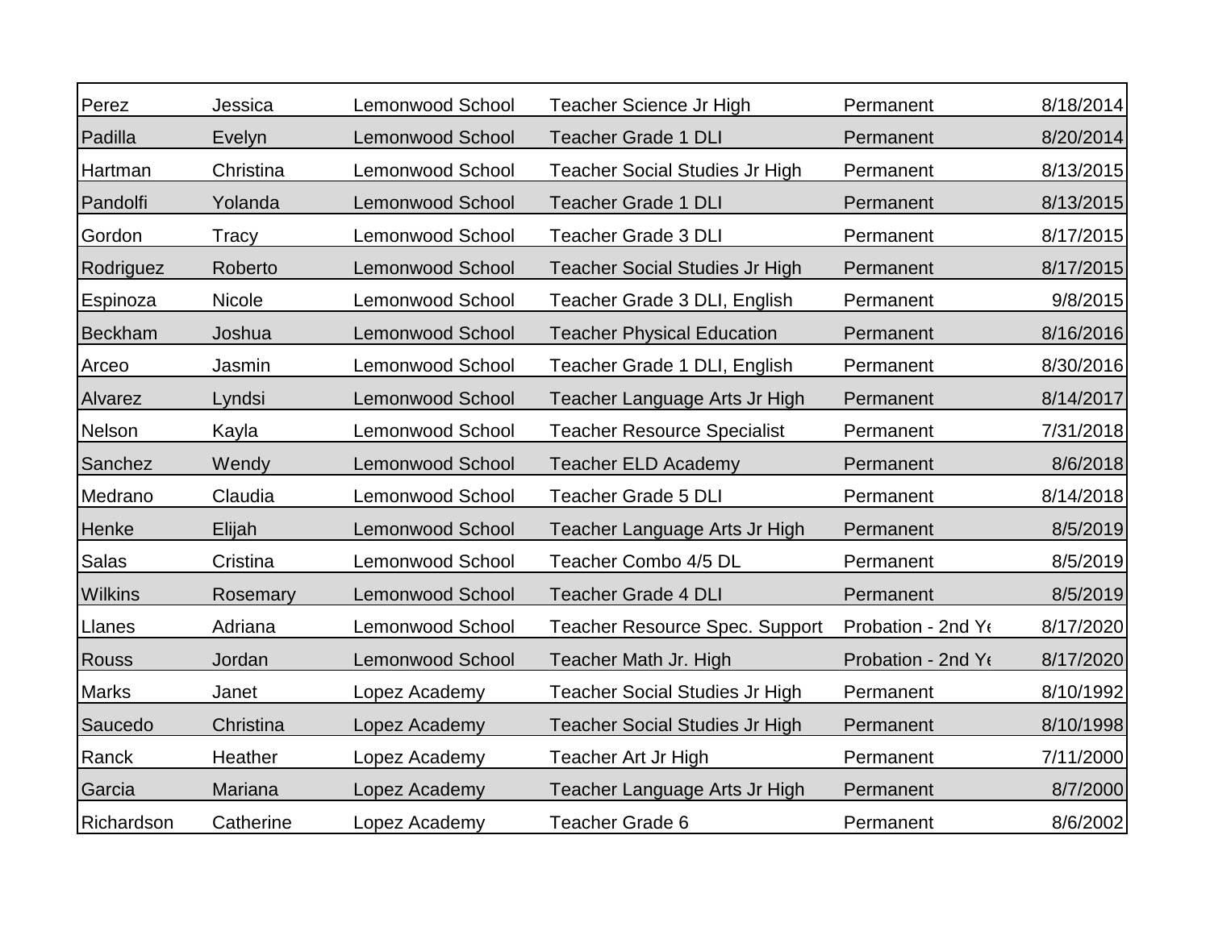| | | | | | |
|---|---|---|---|---|---|
| Perez | Jessica | Lemonwood School | Teacher Science Jr High | Permanent | 8/18/2014 |
| Padilla | Evelyn | Lemonwood School | Teacher Grade 1 DLI | Permanent | 8/20/2014 |
| Hartman | Christina | Lemonwood School | Teacher Social Studies Jr High | Permanent | 8/13/2015 |
| Pandolfi | Yolanda | Lemonwood School | Teacher Grade 1 DLI | Permanent | 8/13/2015 |
| Gordon | Tracy | Lemonwood School | Teacher Grade 3 DLI | Permanent | 8/17/2015 |
| Rodriguez | Roberto | Lemonwood School | Teacher Social Studies Jr High | Permanent | 8/17/2015 |
| Espinoza | Nicole | Lemonwood School | Teacher Grade 3 DLI, English | Permanent | 9/8/2015 |
| Beckham | Joshua | Lemonwood School | Teacher Physical Education | Permanent | 8/16/2016 |
| Arceo | Jasmin | Lemonwood School | Teacher Grade 1 DLI, English | Permanent | 8/30/2016 |
| Alvarez | Lyndsi | Lemonwood School | Teacher Language Arts Jr High | Permanent | 8/14/2017 |
| Nelson | Kayla | Lemonwood School | Teacher Resource Specialist | Permanent | 7/31/2018 |
| Sanchez | Wendy | Lemonwood School | Teacher ELD Academy | Permanent | 8/6/2018 |
| Medrano | Claudia | Lemonwood School | Teacher Grade 5 DLI | Permanent | 8/14/2018 |
| Henke | Elijah | Lemonwood School | Teacher Language Arts Jr High | Permanent | 8/5/2019 |
| Salas | Cristina | Lemonwood School | Teacher Combo 4/5 DL | Permanent | 8/5/2019 |
| Wilkins | Rosemary | Lemonwood School | Teacher Grade 4 DLI | Permanent | 8/5/2019 |
| Llanes | Adriana | Lemonwood School | Teacher Resource Spec. Support | Probation - 2nd Ye | 8/17/2020 |
| Rouss | Jordan | Lemonwood School | Teacher Math Jr. High | Probation - 2nd Ye | 8/17/2020 |
| Marks | Janet | Lopez Academy | Teacher Social Studies Jr High | Permanent | 8/10/1992 |
| Saucedo | Christina | Lopez Academy | Teacher Social Studies Jr High | Permanent | 8/10/1998 |
| Ranck | Heather | Lopez Academy | Teacher Art Jr High | Permanent | 7/11/2000 |
| Garcia | Mariana | Lopez Academy | Teacher Language Arts Jr High | Permanent | 8/7/2000 |
| Richardson | Catherine | Lopez Academy | Teacher Grade 6 | Permanent | 8/6/2002 |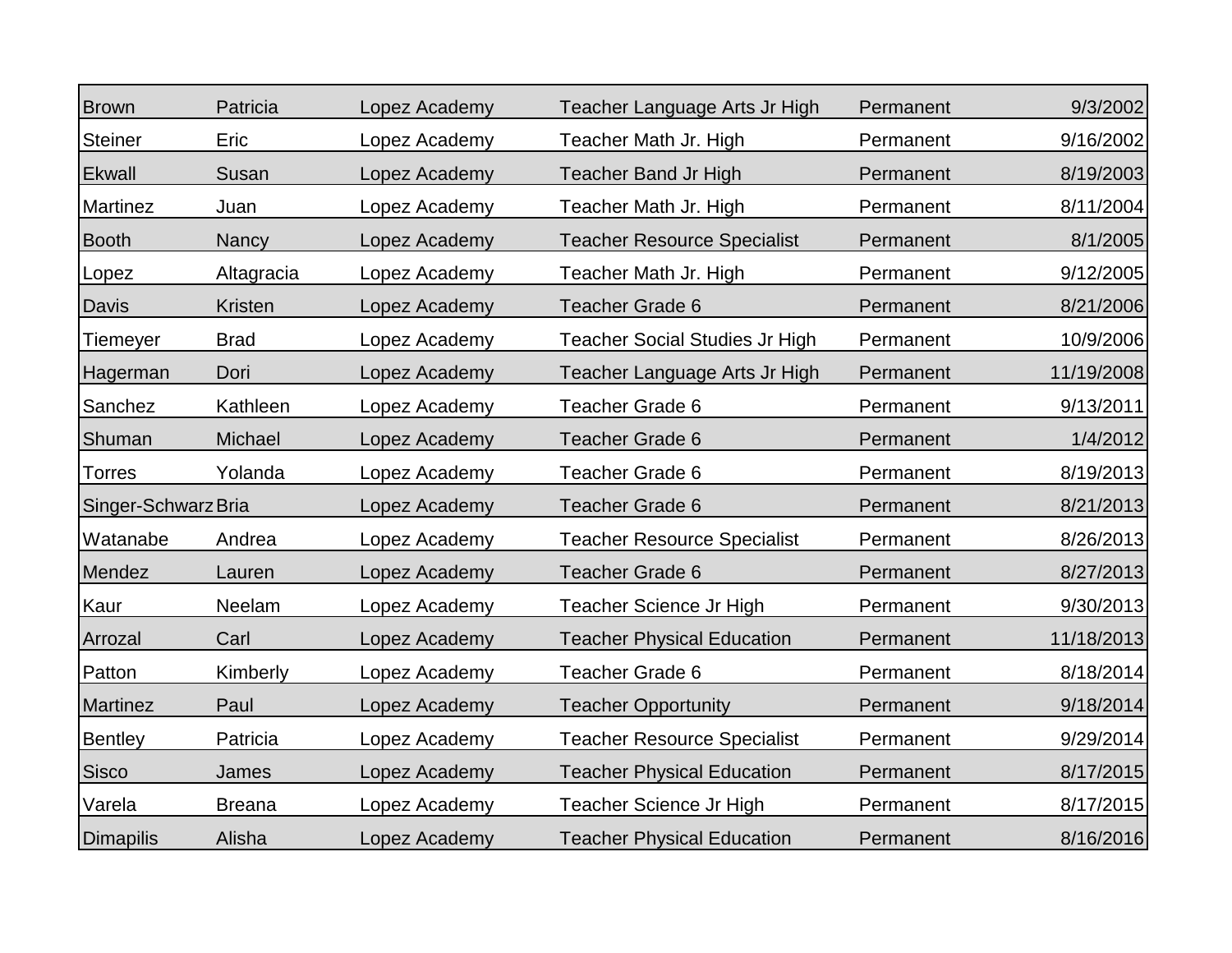| | | | | | |
|---|---|---|---|---|---|
| Brown | Patricia | Lopez Academy | Teacher Language Arts Jr High | Permanent | 9/3/2002 |
| Steiner | Eric | Lopez Academy | Teacher Math Jr. High | Permanent | 9/16/2002 |
| Ekwall | Susan | Lopez Academy | Teacher Band Jr High | Permanent | 8/19/2003 |
| Martinez | Juan | Lopez Academy | Teacher Math Jr. High | Permanent | 8/11/2004 |
| Booth | Nancy | Lopez Academy | Teacher Resource Specialist | Permanent | 8/1/2005 |
| Lopez | Altagracia | Lopez Academy | Teacher Math Jr. High | Permanent | 9/12/2005 |
| Davis | Kristen | Lopez Academy | Teacher Grade 6 | Permanent | 8/21/2006 |
| Tiemeyer | Brad | Lopez Academy | Teacher Social Studies Jr High | Permanent | 10/9/2006 |
| Hagerman | Dori | Lopez Academy | Teacher Language Arts Jr High | Permanent | 11/19/2008 |
| Sanchez | Kathleen | Lopez Academy | Teacher Grade 6 | Permanent | 9/13/2011 |
| Shuman | Michael | Lopez Academy | Teacher Grade 6 | Permanent | 1/4/2012 |
| Torres | Yolanda | Lopez Academy | Teacher Grade 6 | Permanent | 8/19/2013 |
| Singer-Schwarz | Bria | Lopez Academy | Teacher Grade 6 | Permanent | 8/21/2013 |
| Watanabe | Andrea | Lopez Academy | Teacher Resource Specialist | Permanent | 8/26/2013 |
| Mendez | Lauren | Lopez Academy | Teacher Grade 6 | Permanent | 8/27/2013 |
| Kaur | Neelam | Lopez Academy | Teacher Science Jr High | Permanent | 9/30/2013 |
| Arrozal | Carl | Lopez Academy | Teacher Physical Education | Permanent | 11/18/2013 |
| Patton | Kimberly | Lopez Academy | Teacher Grade 6 | Permanent | 8/18/2014 |
| Martinez | Paul | Lopez Academy | Teacher Opportunity | Permanent | 9/18/2014 |
| Bentley | Patricia | Lopez Academy | Teacher Resource Specialist | Permanent | 9/29/2014 |
| Sisco | James | Lopez Academy | Teacher Physical Education | Permanent | 8/17/2015 |
| Varela | Breana | Lopez Academy | Teacher Science Jr High | Permanent | 8/17/2015 |
| Dimapilis | Alisha | Lopez Academy | Teacher Physical Education | Permanent | 8/16/2016 |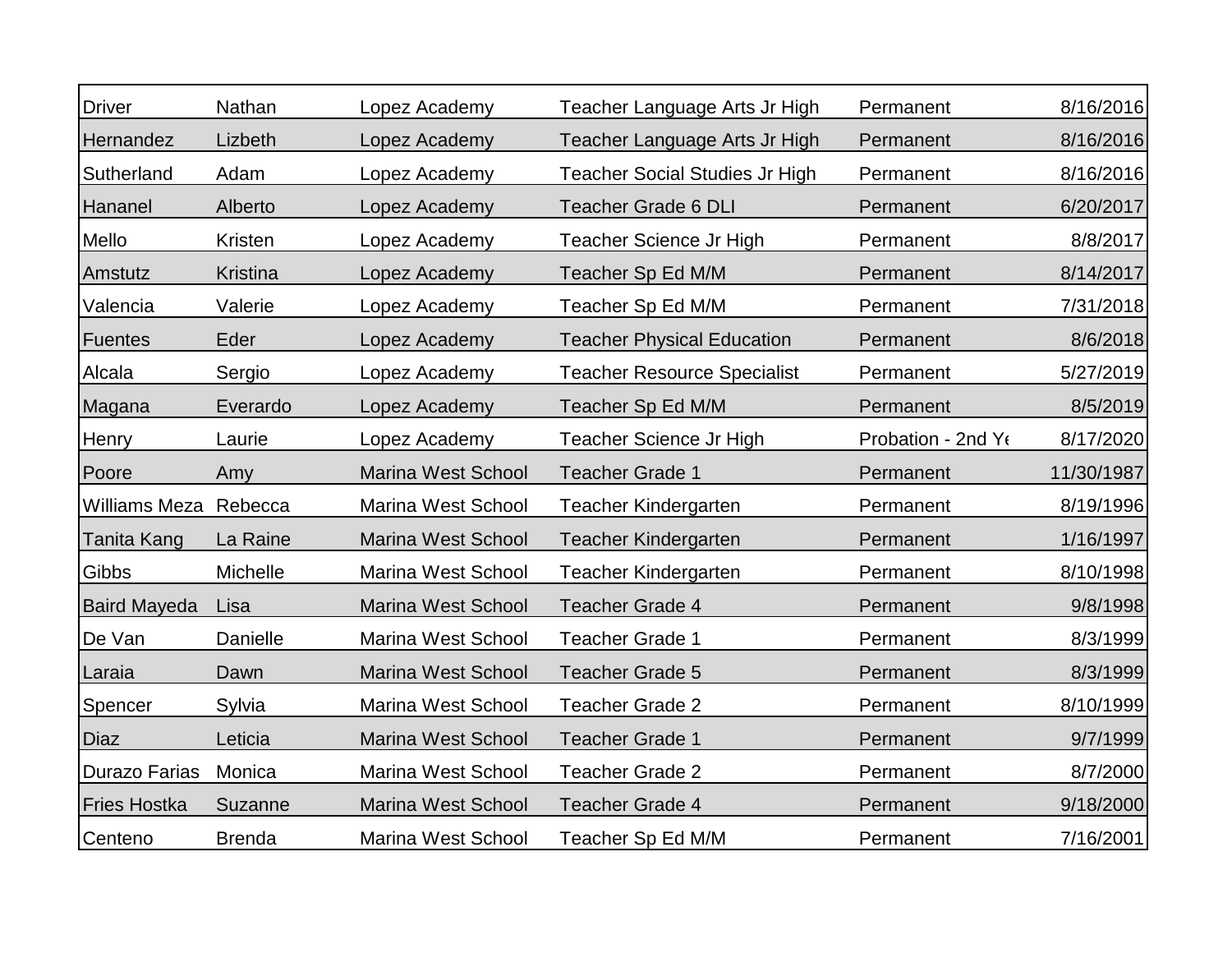| | | | | | |
|---|---|---|---|---|---|
| Driver | Nathan | Lopez Academy | Teacher Language Arts Jr High | Permanent | 8/16/2016 |
| Hernandez | Lizbeth | Lopez Academy | Teacher Language Arts Jr High | Permanent | 8/16/2016 |
| Sutherland | Adam | Lopez Academy | Teacher Social Studies Jr High | Permanent | 8/16/2016 |
| Hananel | Alberto | Lopez Academy | Teacher Grade 6 DLI | Permanent | 6/20/2017 |
| Mello | Kristen | Lopez Academy | Teacher Science Jr High | Permanent | 8/8/2017 |
| Amstutz | Kristina | Lopez Academy | Teacher Sp Ed M/M | Permanent | 8/14/2017 |
| Valencia | Valerie | Lopez Academy | Teacher Sp Ed M/M | Permanent | 7/31/2018 |
| Fuentes | Eder | Lopez Academy | Teacher Physical Education | Permanent | 8/6/2018 |
| Alcala | Sergio | Lopez Academy | Teacher Resource Specialist | Permanent | 5/27/2019 |
| Magana | Everardo | Lopez Academy | Teacher Sp Ed M/M | Permanent | 8/5/2019 |
| Henry | Laurie | Lopez Academy | Teacher Science Jr High | Probation - 2nd Ye | 8/17/2020 |
| Poore | Amy | Marina West School | Teacher Grade 1 | Permanent | 11/30/1987 |
| Williams Meza | Rebecca | Marina West School | Teacher Kindergarten | Permanent | 8/19/1996 |
| Tanita Kang | La Raine | Marina West School | Teacher Kindergarten | Permanent | 1/16/1997 |
| Gibbs | Michelle | Marina West School | Teacher Kindergarten | Permanent | 8/10/1998 |
| Baird Mayeda | Lisa | Marina West School | Teacher Grade 4 | Permanent | 9/8/1998 |
| De Van | Danielle | Marina West School | Teacher Grade 1 | Permanent | 8/3/1999 |
| Laraia | Dawn | Marina West School | Teacher Grade 5 | Permanent | 8/3/1999 |
| Spencer | Sylvia | Marina West School | Teacher Grade 2 | Permanent | 8/10/1999 |
| Diaz | Leticia | Marina West School | Teacher Grade 1 | Permanent | 9/7/1999 |
| Durazo Farias | Monica | Marina West School | Teacher Grade 2 | Permanent | 8/7/2000 |
| Fries Hostka | Suzanne | Marina West School | Teacher Grade 4 | Permanent | 9/18/2000 |
| Centeno | Brenda | Marina West School | Teacher Sp Ed M/M | Permanent | 7/16/2001 |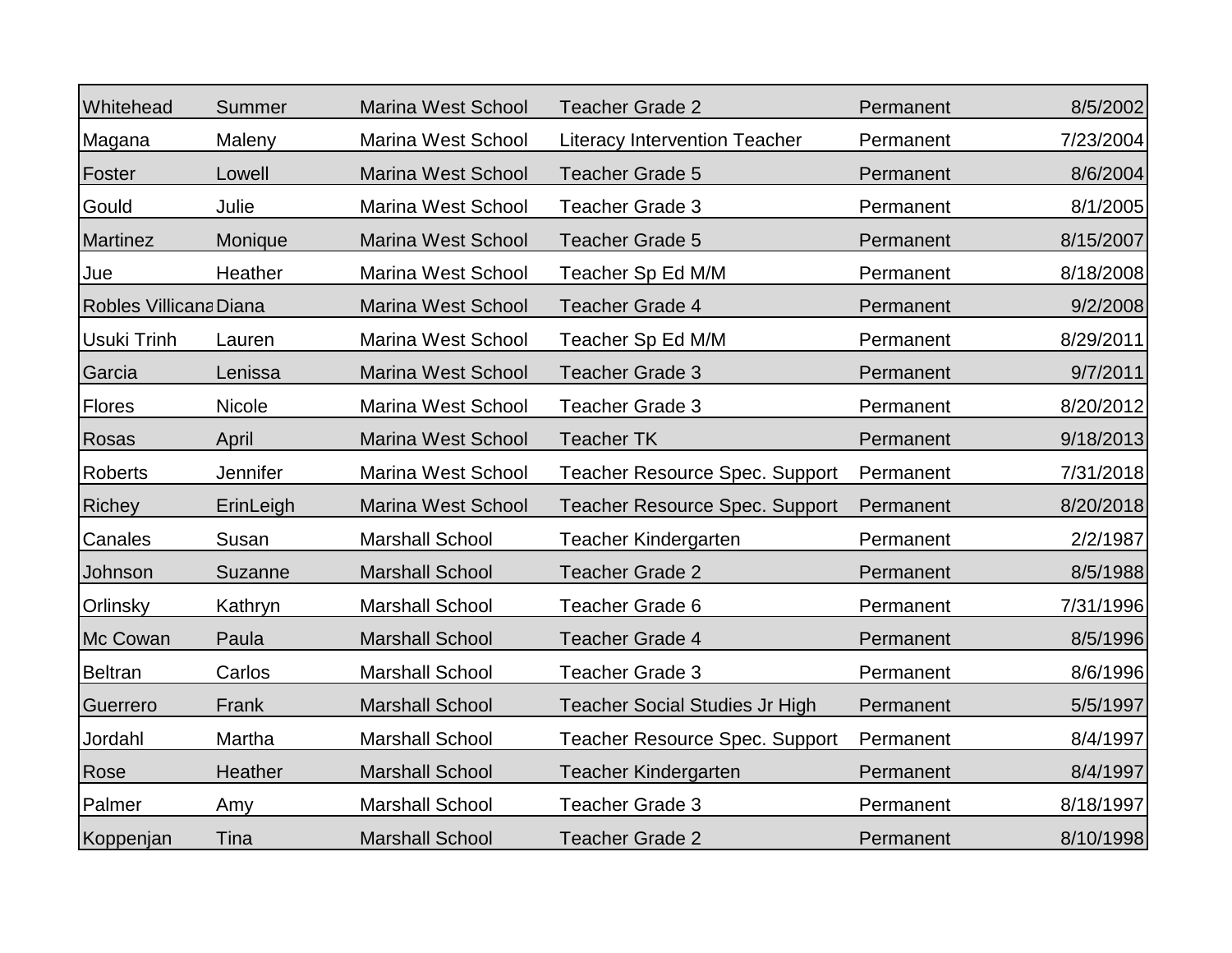| | | | | | |
|---|---|---|---|---|---|
| Whitehead | Summer | Marina West School | Teacher Grade 2 | Permanent | 8/5/2002 |
| Magana | Maleny | Marina West School | Literacy Intervention Teacher | Permanent | 7/23/2004 |
| Foster | Lowell | Marina West School | Teacher Grade 5 | Permanent | 8/6/2004 |
| Gould | Julie | Marina West School | Teacher Grade 3 | Permanent | 8/1/2005 |
| Martinez | Monique | Marina West School | Teacher Grade 5 | Permanent | 8/15/2007 |
| Jue | Heather | Marina West School | Teacher Sp Ed M/M | Permanent | 8/18/2008 |
| Robles Villicana | Diana | Marina West School | Teacher Grade 4 | Permanent | 9/2/2008 |
| Usuki Trinh | Lauren | Marina West School | Teacher Sp Ed M/M | Permanent | 8/29/2011 |
| Garcia | Lenissa | Marina West School | Teacher Grade 3 | Permanent | 9/7/2011 |
| Flores | Nicole | Marina West School | Teacher Grade 3 | Permanent | 8/20/2012 |
| Rosas | April | Marina West School | Teacher TK | Permanent | 9/18/2013 |
| Roberts | Jennifer | Marina West School | Teacher Resource Spec. Support | Permanent | 7/31/2018 |
| Richey | ErinLeigh | Marina West School | Teacher Resource Spec. Support | Permanent | 8/20/2018 |
| Canales | Susan | Marshall School | Teacher Kindergarten | Permanent | 2/2/1987 |
| Johnson | Suzanne | Marshall School | Teacher Grade 2 | Permanent | 8/5/1988 |
| Orlinsky | Kathryn | Marshall School | Teacher Grade 6 | Permanent | 7/31/1996 |
| Mc Cowan | Paula | Marshall School | Teacher Grade 4 | Permanent | 8/5/1996 |
| Beltran | Carlos | Marshall School | Teacher Grade 3 | Permanent | 8/6/1996 |
| Guerrero | Frank | Marshall School | Teacher Social Studies Jr High | Permanent | 5/5/1997 |
| Jordahl | Martha | Marshall School | Teacher Resource Spec. Support | Permanent | 8/4/1997 |
| Rose | Heather | Marshall School | Teacher Kindergarten | Permanent | 8/4/1997 |
| Palmer | Amy | Marshall School | Teacher Grade 3 | Permanent | 8/18/1997 |
| Koppenjan | Tina | Marshall School | Teacher Grade 2 | Permanent | 8/10/1998 |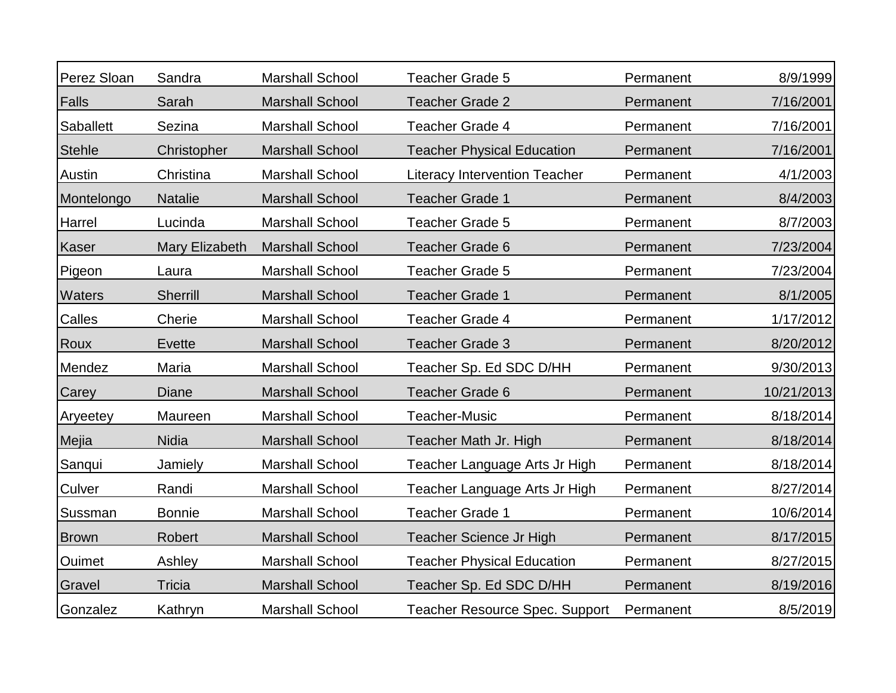| | | | | | |
|---|---|---|---|---|---|
| Perez Sloan | Sandra | Marshall School | Teacher Grade 5 | Permanent | 8/9/1999 |
| Falls | Sarah | Marshall School | Teacher Grade 2 | Permanent | 7/16/2001 |
| Saballett | Sezina | Marshall School | Teacher Grade 4 | Permanent | 7/16/2001 |
| Stehle | Christopher | Marshall School | Teacher Physical Education | Permanent | 7/16/2001 |
| Austin | Christina | Marshall School | Literacy Intervention Teacher | Permanent | 4/1/2003 |
| Montelongo | Natalie | Marshall School | Teacher Grade 1 | Permanent | 8/4/2003 |
| Harrel | Lucinda | Marshall School | Teacher Grade 5 | Permanent | 8/7/2003 |
| Kaser | Mary Elizabeth | Marshall School | Teacher Grade 6 | Permanent | 7/23/2004 |
| Pigeon | Laura | Marshall School | Teacher Grade 5 | Permanent | 7/23/2004 |
| Waters | Sherrill | Marshall School | Teacher Grade 1 | Permanent | 8/1/2005 |
| Calles | Cherie | Marshall School | Teacher Grade 4 | Permanent | 1/17/2012 |
| Roux | Evette | Marshall School | Teacher Grade 3 | Permanent | 8/20/2012 |
| Mendez | Maria | Marshall School | Teacher Sp. Ed SDC D/HH | Permanent | 9/30/2013 |
| Carey | Diane | Marshall School | Teacher Grade 6 | Permanent | 10/21/2013 |
| Aryeetey | Maureen | Marshall School | Teacher-Music | Permanent | 8/18/2014 |
| Mejia | Nidia | Marshall School | Teacher Math Jr. High | Permanent | 8/18/2014 |
| Sanqui | Jamiely | Marshall School | Teacher Language Arts Jr High | Permanent | 8/18/2014 |
| Culver | Randi | Marshall School | Teacher Language Arts Jr High | Permanent | 8/27/2014 |
| Sussman | Bonnie | Marshall School | Teacher Grade 1 | Permanent | 10/6/2014 |
| Brown | Robert | Marshall School | Teacher Science Jr High | Permanent | 8/17/2015 |
| Ouimet | Ashley | Marshall School | Teacher Physical Education | Permanent | 8/27/2015 |
| Gravel | Tricia | Marshall School | Teacher Sp. Ed SDC D/HH | Permanent | 8/19/2016 |
| Gonzalez | Kathryn | Marshall School | Teacher Resource Spec. Support | Permanent | 8/5/2019 |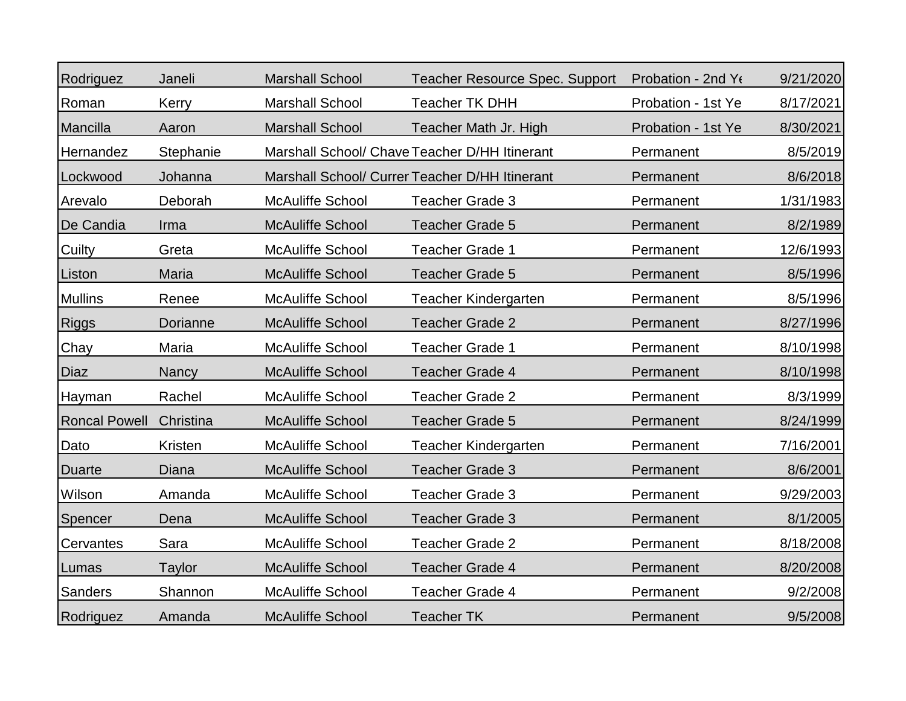| | | | | | |
|---|---|---|---|---|---|
| Rodriguez | Janeli | Marshall School | Teacher Resource Spec. Support | Probation - 2nd Ye | 9/21/2020 |
| Roman | Kerry | Marshall School | Teacher TK DHH | Probation - 1st Ye | 8/17/2021 |
| Mancilla | Aaron | Marshall School | Teacher Math Jr. High | Probation - 1st Ye | 8/30/2021 |
| Hernandez | Stephanie | Marshall School/ Chave | Teacher D/HH Itinerant | Permanent | 8/5/2019 |
| Lockwood | Johanna | Marshall School/ Currer | Teacher D/HH Itinerant | Permanent | 8/6/2018 |
| Arevalo | Deborah | McAuliffe School | Teacher Grade 3 | Permanent | 1/31/1983 |
| De Candia | Irma | McAuliffe School | Teacher Grade 5 | Permanent | 8/2/1989 |
| Cuilty | Greta | McAuliffe School | Teacher Grade 1 | Permanent | 12/6/1993 |
| Liston | Maria | McAuliffe School | Teacher Grade 5 | Permanent | 8/5/1996 |
| Mullins | Renee | McAuliffe School | Teacher Kindergarten | Permanent | 8/5/1996 |
| Riggs | Dorianne | McAuliffe School | Teacher Grade 2 | Permanent | 8/27/1996 |
| Chay | Maria | McAuliffe School | Teacher Grade 1 | Permanent | 8/10/1998 |
| Diaz | Nancy | McAuliffe School | Teacher Grade 4 | Permanent | 8/10/1998 |
| Hayman | Rachel | McAuliffe School | Teacher Grade 2 | Permanent | 8/3/1999 |
| Roncal Powell | Christina | McAuliffe School | Teacher Grade 5 | Permanent | 8/24/1999 |
| Dato | Kristen | McAuliffe School | Teacher Kindergarten | Permanent | 7/16/2001 |
| Duarte | Diana | McAuliffe School | Teacher Grade 3 | Permanent | 8/6/2001 |
| Wilson | Amanda | McAuliffe School | Teacher Grade 3 | Permanent | 9/29/2003 |
| Spencer | Dena | McAuliffe School | Teacher Grade 3 | Permanent | 8/1/2005 |
| Cervantes | Sara | McAuliffe School | Teacher Grade 2 | Permanent | 8/18/2008 |
| Lumas | Taylor | McAuliffe School | Teacher Grade 4 | Permanent | 8/20/2008 |
| Sanders | Shannon | McAuliffe School | Teacher Grade 4 | Permanent | 9/2/2008 |
| Rodriguez | Amanda | McAuliffe School | Teacher TK | Permanent | 9/5/2008 |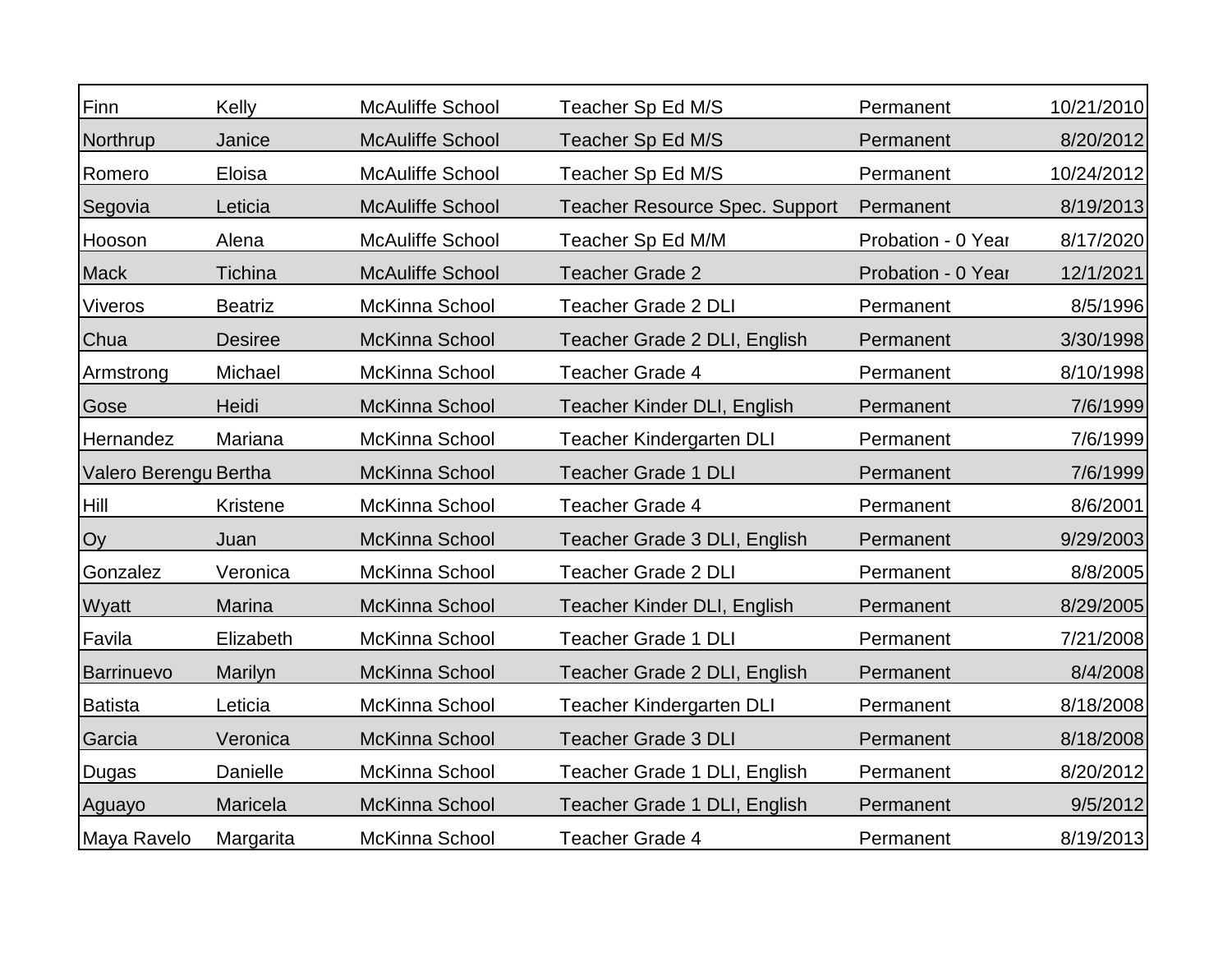| | | | | | |
|---|---|---|---|---|---|
| Finn | Kelly | McAuliffe School | Teacher Sp Ed M/S | Permanent | 10/21/2010 |
| Northrup | Janice | McAuliffe School | Teacher Sp Ed M/S | Permanent | 8/20/2012 |
| Romero | Eloisa | McAuliffe School | Teacher Sp Ed M/S | Permanent | 10/24/2012 |
| Segovia | Leticia | McAuliffe School | Teacher Resource Spec. Support | Permanent | 8/19/2013 |
| Hooson | Alena | McAuliffe School | Teacher Sp Ed M/M | Probation - 0 Year | 8/17/2020 |
| Mack | Tichina | McAuliffe School | Teacher Grade 2 | Probation - 0 Year | 12/1/2021 |
| Viveros | Beatriz | McKinna School | Teacher Grade 2 DLI | Permanent | 8/5/1996 |
| Chua | Desiree | McKinna School | Teacher Grade 2 DLI, English | Permanent | 3/30/1998 |
| Armstrong | Michael | McKinna School | Teacher Grade 4 | Permanent | 8/10/1998 |
| Gose | Heidi | McKinna School | Teacher Kinder DLI, English | Permanent | 7/6/1999 |
| Hernandez | Mariana | McKinna School | Teacher Kindergarten DLI | Permanent | 7/6/1999 |
| Valero Berengu | Bertha | McKinna School | Teacher Grade 1 DLI | Permanent | 7/6/1999 |
| Hill | Kristene | McKinna School | Teacher Grade 4 | Permanent | 8/6/2001 |
| Oy | Juan | McKinna School | Teacher Grade 3 DLI, English | Permanent | 9/29/2003 |
| Gonzalez | Veronica | McKinna School | Teacher Grade 2 DLI | Permanent | 8/8/2005 |
| Wyatt | Marina | McKinna School | Teacher Kinder DLI, English | Permanent | 8/29/2005 |
| Favila | Elizabeth | McKinna School | Teacher Grade 1 DLI | Permanent | 7/21/2008 |
| Barrinuevo | Marilyn | McKinna School | Teacher Grade 2 DLI, English | Permanent | 8/4/2008 |
| Batista | Leticia | McKinna School | Teacher Kindergarten DLI | Permanent | 8/18/2008 |
| Garcia | Veronica | McKinna School | Teacher Grade 3 DLI | Permanent | 8/18/2008 |
| Dugas | Danielle | McKinna School | Teacher Grade 1 DLI, English | Permanent | 8/20/2012 |
| Aguayo | Maricela | McKinna School | Teacher Grade 1 DLI, English | Permanent | 9/5/2012 |
| Maya Ravelo | Margarita | McKinna School | Teacher Grade 4 | Permanent | 8/19/2013 |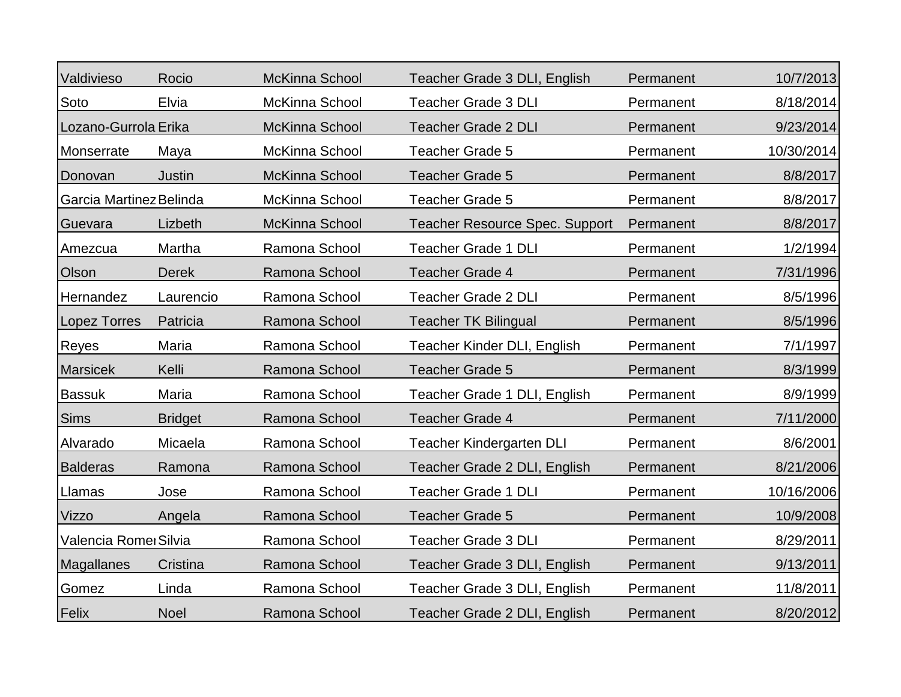| | | | | | |
|---|---|---|---|---|---|
| Valdivieso | Rocio | McKinna School | Teacher Grade 3 DLI, English | Permanent | 10/7/2013 |
| Soto | Elvia | McKinna School | Teacher Grade 3 DLI | Permanent | 8/18/2014 |
| Lozano-Gurrola | Erika | McKinna School | Teacher Grade 2 DLI | Permanent | 9/23/2014 |
| Monserrate | Maya | McKinna School | Teacher Grade 5 | Permanent | 10/30/2014 |
| Donovan | Justin | McKinna School | Teacher Grade 5 | Permanent | 8/8/2017 |
| Garcia Martinez | Belinda | McKinna School | Teacher Grade 5 | Permanent | 8/8/2017 |
| Guevara | Lizbeth | McKinna School | Teacher Resource Spec. Support | Permanent | 8/8/2017 |
| Amezcua | Martha | Ramona School | Teacher Grade 1 DLI | Permanent | 1/2/1994 |
| Olson | Derek | Ramona School | Teacher Grade 4 | Permanent | 7/31/1996 |
| Hernandez | Laurencio | Ramona School | Teacher Grade 2 DLI | Permanent | 8/5/1996 |
| Lopez Torres | Patricia | Ramona School | Teacher TK Bilingual | Permanent | 8/5/1996 |
| Reyes | Maria | Ramona School | Teacher Kinder DLI, English | Permanent | 7/1/1997 |
| Marsicek | Kelli | Ramona School | Teacher Grade 5 | Permanent | 8/3/1999 |
| Bassuk | Maria | Ramona School | Teacher Grade 1 DLI, English | Permanent | 8/9/1999 |
| Sims | Bridget | Ramona School | Teacher Grade 4 | Permanent | 7/11/2000 |
| Alvarado | Micaela | Ramona School | Teacher Kindergarten DLI | Permanent | 8/6/2001 |
| Balderas | Ramona | Ramona School | Teacher Grade 2 DLI, English | Permanent | 8/21/2006 |
| Llamas | Jose | Ramona School | Teacher Grade 1 DLI | Permanent | 10/16/2006 |
| Vizzo | Angela | Ramona School | Teacher Grade 5 | Permanent | 10/9/2008 |
| Valencia Romer | Silvia | Ramona School | Teacher Grade 3 DLI | Permanent | 8/29/2011 |
| Magallanes | Cristina | Ramona School | Teacher Grade 3 DLI, English | Permanent | 9/13/2011 |
| Gomez | Linda | Ramona School | Teacher Grade 3 DLI, English | Permanent | 11/8/2011 |
| Felix | Noel | Ramona School | Teacher Grade 2 DLI, English | Permanent | 8/20/2012 |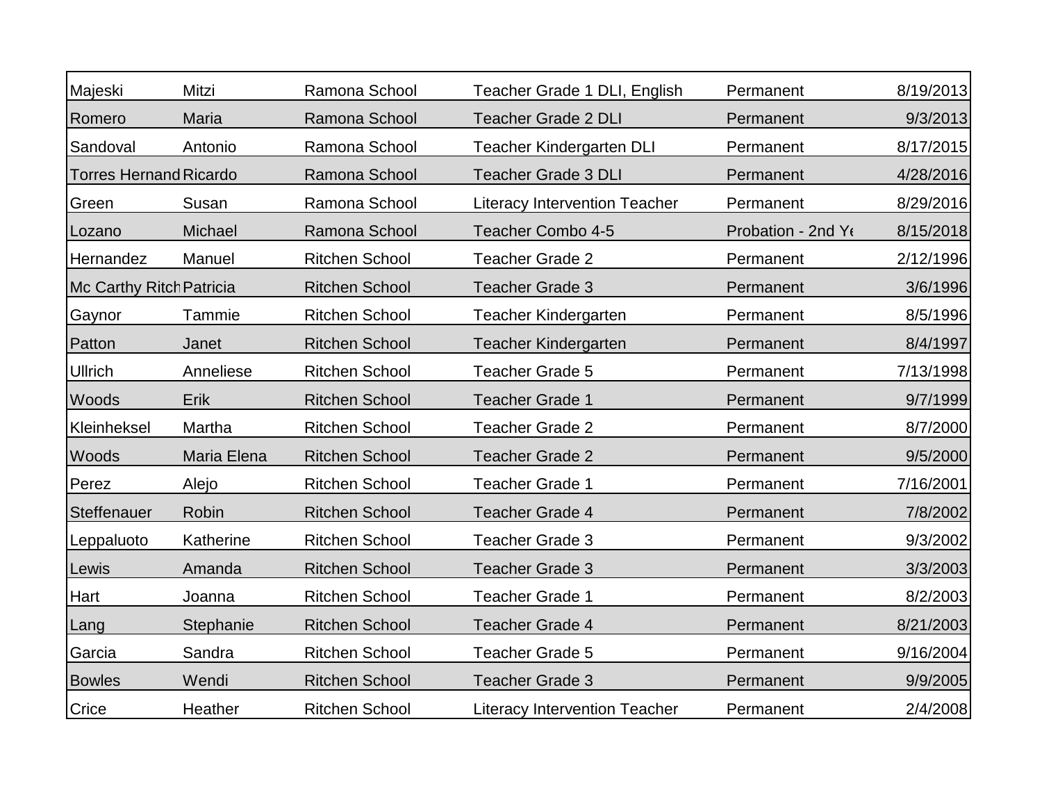| | | | | | |
|---|---|---|---|---|---|
| Majeski | Mitzi | Ramona School | Teacher Grade 1 DLI, English | Permanent | 8/19/2013 |
| Romero | Maria | Ramona School | Teacher Grade 2 DLI | Permanent | 9/3/2013 |
| Sandoval | Antonio | Ramona School | Teacher Kindergarten DLI | Permanent | 8/17/2015 |
| Torres Hernand | Ricardo | Ramona School | Teacher Grade 3 DLI | Permanent | 4/28/2016 |
| Green | Susan | Ramona School | Literacy Intervention Teacher | Permanent | 8/29/2016 |
| Lozano | Michael | Ramona School | Teacher Combo 4-5 | Probation - 2nd Ye | 8/15/2018 |
| Hernandez | Manuel | Ritchen School | Teacher Grade 2 | Permanent | 2/12/1996 |
| Mc Carthy Ritch | Patricia | Ritchen School | Teacher Grade 3 | Permanent | 3/6/1996 |
| Gaynor | Tammie | Ritchen School | Teacher Kindergarten | Permanent | 8/5/1996 |
| Patton | Janet | Ritchen School | Teacher Kindergarten | Permanent | 8/4/1997 |
| Ullrich | Anneliese | Ritchen School | Teacher Grade 5 | Permanent | 7/13/1998 |
| Woods | Erik | Ritchen School | Teacher Grade 1 | Permanent | 9/7/1999 |
| Kleinheksel | Martha | Ritchen School | Teacher Grade 2 | Permanent | 8/7/2000 |
| Woods | Maria Elena | Ritchen School | Teacher Grade 2 | Permanent | 9/5/2000 |
| Perez | Alejo | Ritchen School | Teacher Grade 1 | Permanent | 7/16/2001 |
| Steffenauer | Robin | Ritchen School | Teacher Grade 4 | Permanent | 7/8/2002 |
| Leppaluoto | Katherine | Ritchen School | Teacher Grade 3 | Permanent | 9/3/2002 |
| Lewis | Amanda | Ritchen School | Teacher Grade 3 | Permanent | 3/3/2003 |
| Hart | Joanna | Ritchen School | Teacher Grade 1 | Permanent | 8/2/2003 |
| Lang | Stephanie | Ritchen School | Teacher Grade 4 | Permanent | 8/21/2003 |
| Garcia | Sandra | Ritchen School | Teacher Grade 5 | Permanent | 9/16/2004 |
| Bowles | Wendi | Ritchen School | Teacher Grade 3 | Permanent | 9/9/2005 |
| Crice | Heather | Ritchen School | Literacy Intervention Teacher | Permanent | 2/4/2008 |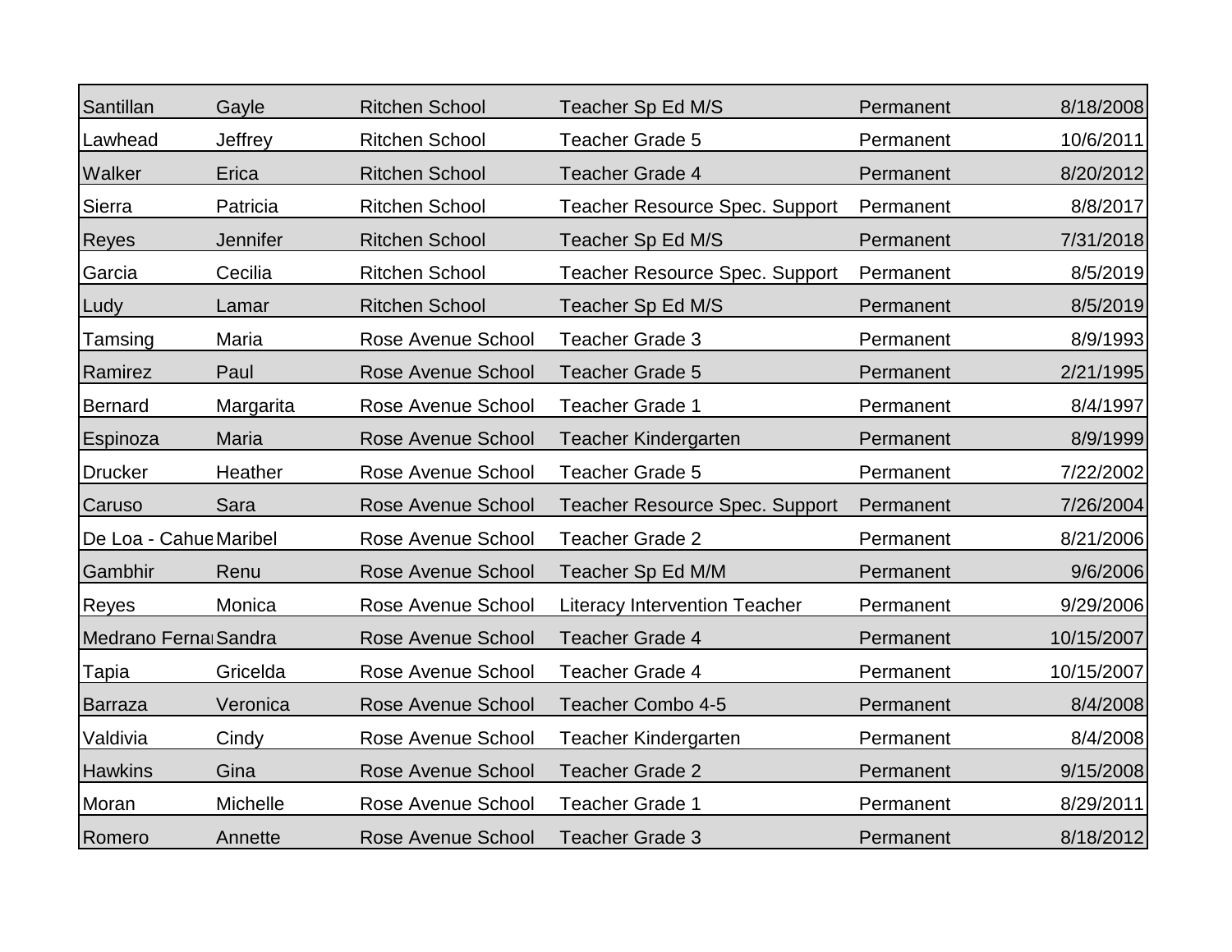| Santillan | Gayle | Ritchen School | Teacher Sp Ed M/S | Permanent | 8/18/2008 |
|---|---|---|---|---|---|
| Lawhead | Jeffrey | Ritchen School | Teacher Grade 5 | Permanent | 10/6/2011 |
| Walker | Erica | Ritchen School | Teacher Grade 4 | Permanent | 8/20/2012 |
| Sierra | Patricia | Ritchen School | Teacher Resource Spec. Support | Permanent | 8/8/2017 |
| Reyes | Jennifer | Ritchen School | Teacher Sp Ed M/S | Permanent | 7/31/2018 |
| Garcia | Cecilia | Ritchen School | Teacher Resource Spec. Support | Permanent | 8/5/2019 |
| Ludy | Lamar | Ritchen School | Teacher Sp Ed M/S | Permanent | 8/5/2019 |
| Tamsing | Maria | Rose Avenue School | Teacher Grade 3 | Permanent | 8/9/1993 |
| Ramirez | Paul | Rose Avenue School | Teacher Grade 5 | Permanent | 2/21/1995 |
| Bernard | Margarita | Rose Avenue School | Teacher Grade 1 | Permanent | 8/4/1997 |
| Espinoza | Maria | Rose Avenue School | Teacher Kindergarten | Permanent | 8/9/1999 |
| Drucker | Heather | Rose Avenue School | Teacher Grade 5 | Permanent | 7/22/2002 |
| Caruso | Sara | Rose Avenue School | Teacher Resource Spec. Support | Permanent | 7/26/2004 |
| De Loa - Cahue | Maribel | Rose Avenue School | Teacher Grade 2 | Permanent | 8/21/2006 |
| Gambhir | Renu | Rose Avenue School | Teacher Sp Ed M/M | Permanent | 9/6/2006 |
| Reyes | Monica | Rose Avenue School | Literacy Intervention Teacher | Permanent | 9/29/2006 |
| Medrano Fernai | Sandra | Rose Avenue School | Teacher Grade 4 | Permanent | 10/15/2007 |
| Tapia | Gricelda | Rose Avenue School | Teacher Grade 4 | Permanent | 10/15/2007 |
| Barraza | Veronica | Rose Avenue School | Teacher Combo 4-5 | Permanent | 8/4/2008 |
| Valdivia | Cindy | Rose Avenue School | Teacher Kindergarten | Permanent | 8/4/2008 |
| Hawkins | Gina | Rose Avenue School | Teacher Grade 2 | Permanent | 9/15/2008 |
| Moran | Michelle | Rose Avenue School | Teacher Grade 1 | Permanent | 8/29/2011 |
| Romero | Annette | Rose Avenue School | Teacher Grade 3 | Permanent | 8/18/2012 |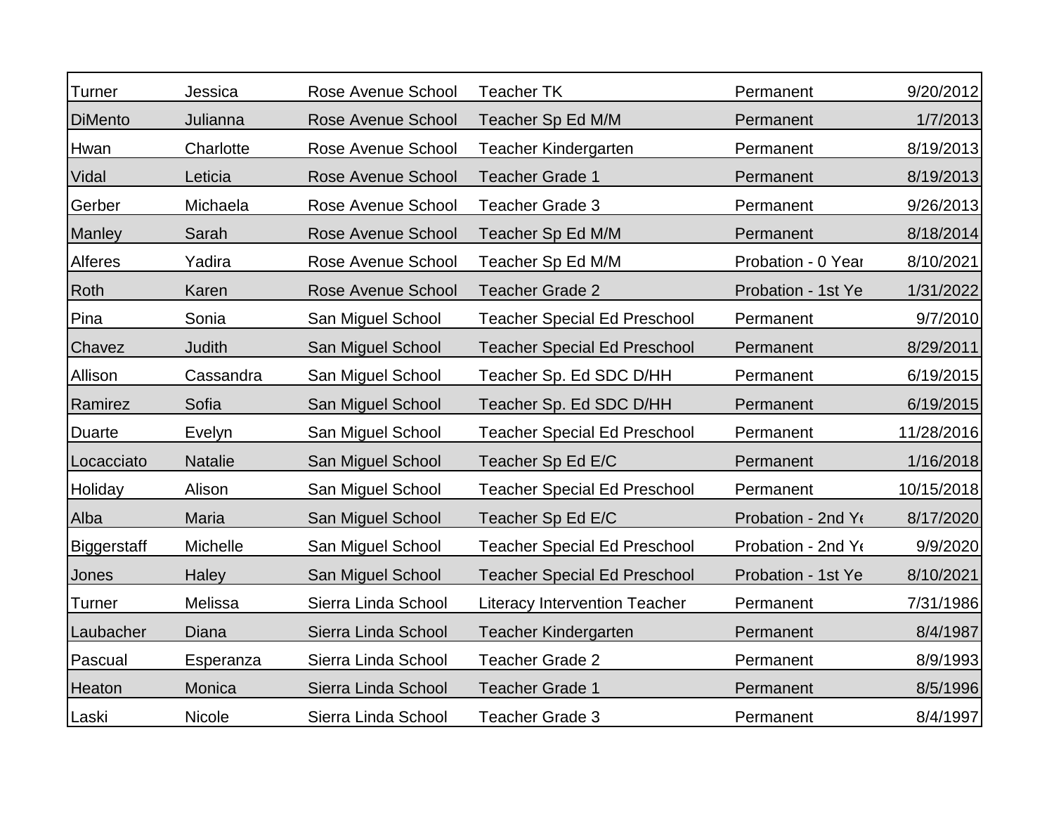| | | | | | |
|---|---|---|---|---|---|
| Turner | Jessica | Rose Avenue School | Teacher TK | Permanent | 9/20/2012 |
| DiMento | Julianna | Rose Avenue School | Teacher Sp Ed M/M | Permanent | 1/7/2013 |
| Hwan | Charlotte | Rose Avenue School | Teacher Kindergarten | Permanent | 8/19/2013 |
| Vidal | Leticia | Rose Avenue School | Teacher Grade 1 | Permanent | 8/19/2013 |
| Gerber | Michaela | Rose Avenue School | Teacher Grade 3 | Permanent | 9/26/2013 |
| Manley | Sarah | Rose Avenue School | Teacher Sp Ed M/M | Permanent | 8/18/2014 |
| Alferes | Yadira | Rose Avenue School | Teacher Sp Ed M/M | Probation - 0 Year | 8/10/2021 |
| Roth | Karen | Rose Avenue School | Teacher Grade 2 | Probation - 1st Ye | 1/31/2022 |
| Pina | Sonia | San Miguel School | Teacher Special Ed Preschool | Permanent | 9/7/2010 |
| Chavez | Judith | San Miguel School | Teacher Special Ed Preschool | Permanent | 8/29/2011 |
| Allison | Cassandra | San Miguel School | Teacher Sp. Ed SDC D/HH | Permanent | 6/19/2015 |
| Ramirez | Sofia | San Miguel School | Teacher Sp. Ed SDC D/HH | Permanent | 6/19/2015 |
| Duarte | Evelyn | San Miguel School | Teacher Special Ed Preschool | Permanent | 11/28/2016 |
| Locacciato | Natalie | San Miguel School | Teacher Sp Ed E/C | Permanent | 1/16/2018 |
| Holiday | Alison | San Miguel School | Teacher Special Ed Preschool | Permanent | 10/15/2018 |
| Alba | Maria | San Miguel School | Teacher Sp Ed E/C | Probation - 2nd Ye | 8/17/2020 |
| Biggerstaff | Michelle | San Miguel School | Teacher Special Ed Preschool | Probation - 2nd Ye | 9/9/2020 |
| Jones | Haley | San Miguel School | Teacher Special Ed Preschool | Probation - 1st Ye | 8/10/2021 |
| Turner | Melissa | Sierra Linda School | Literacy Intervention Teacher | Permanent | 7/31/1986 |
| Laubacher | Diana | Sierra Linda School | Teacher Kindergarten | Permanent | 8/4/1987 |
| Pascual | Esperanza | Sierra Linda School | Teacher Grade 2 | Permanent | 8/9/1993 |
| Heaton | Monica | Sierra Linda School | Teacher Grade 1 | Permanent | 8/5/1996 |
| Laski | Nicole | Sierra Linda School | Teacher Grade 3 | Permanent | 8/4/1997 |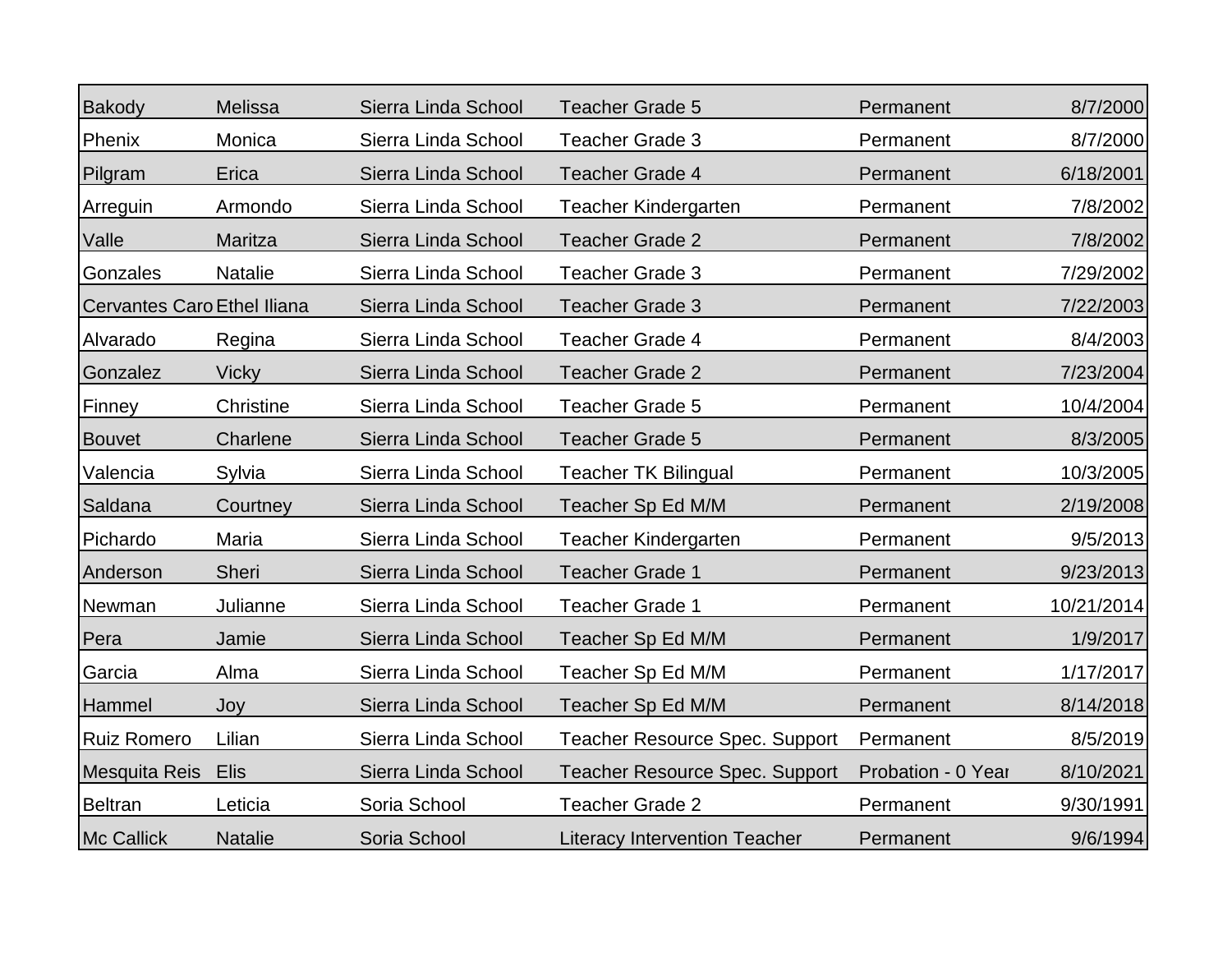| | | | | | |
|---|---|---|---|---|---|
| Bakody | Melissa | Sierra Linda School | Teacher Grade 5 | Permanent | 8/7/2000 |
| Phenix | Monica | Sierra Linda School | Teacher Grade 3 | Permanent | 8/7/2000 |
| Pilgram | Erica | Sierra Linda School | Teacher Grade 4 | Permanent | 6/18/2001 |
| Arreguin | Armondo | Sierra Linda School | Teacher Kindergarten | Permanent | 7/8/2002 |
| Valle | Maritza | Sierra Linda School | Teacher Grade 2 | Permanent | 7/8/2002 |
| Gonzales | Natalie | Sierra Linda School | Teacher Grade 3 | Permanent | 7/29/2002 |
| Cervantes Caro | Ethel Iliana | Sierra Linda School | Teacher Grade 3 | Permanent | 7/22/2003 |
| Alvarado | Regina | Sierra Linda School | Teacher Grade 4 | Permanent | 8/4/2003 |
| Gonzalez | Vicky | Sierra Linda School | Teacher Grade 2 | Permanent | 7/23/2004 |
| Finney | Christine | Sierra Linda School | Teacher Grade 5 | Permanent | 10/4/2004 |
| Bouvet | Charlene | Sierra Linda School | Teacher Grade 5 | Permanent | 8/3/2005 |
| Valencia | Sylvia | Sierra Linda School | Teacher TK Bilingual | Permanent | 10/3/2005 |
| Saldana | Courtney | Sierra Linda School | Teacher Sp Ed M/M | Permanent | 2/19/2008 |
| Pichardo | Maria | Sierra Linda School | Teacher Kindergarten | Permanent | 9/5/2013 |
| Anderson | Sheri | Sierra Linda School | Teacher Grade 1 | Permanent | 9/23/2013 |
| Newman | Julianne | Sierra Linda School | Teacher Grade 1 | Permanent | 10/21/2014 |
| Pera | Jamie | Sierra Linda School | Teacher Sp Ed M/M | Permanent | 1/9/2017 |
| Garcia | Alma | Sierra Linda School | Teacher Sp Ed M/M | Permanent | 1/17/2017 |
| Hammel | Joy | Sierra Linda School | Teacher Sp Ed M/M | Permanent | 8/14/2018 |
| Ruiz Romero | Lilian | Sierra Linda School | Teacher Resource Spec. Support | Permanent | 8/5/2019 |
| Mesquita Reis | Elis | Sierra Linda School | Teacher Resource Spec. Support | Probation - 0 Year | 8/10/2021 |
| Beltran | Leticia | Soria School | Teacher Grade 2 | Permanent | 9/30/1991 |
| Mc Callick | Natalie | Soria School | Literacy Intervention Teacher | Permanent | 9/6/1994 |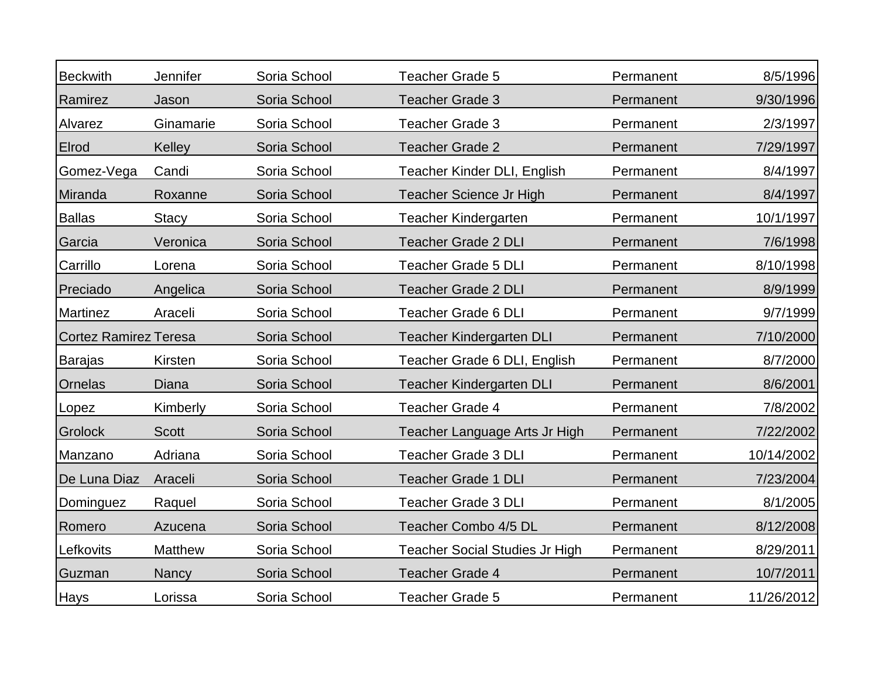| | | | | | |
|---|---|---|---|---|---|
| Beckwith | Jennifer | Soria School | Teacher Grade 5 | Permanent | 8/5/1996 |
| Ramirez | Jason | Soria School | Teacher Grade 3 | Permanent | 9/30/1996 |
| Alvarez | Ginamarie | Soria School | Teacher Grade 3 | Permanent | 2/3/1997 |
| Elrod | Kelley | Soria School | Teacher Grade 2 | Permanent | 7/29/1997 |
| Gomez-Vega | Candi | Soria School | Teacher Kinder DLI, English | Permanent | 8/4/1997 |
| Miranda | Roxanne | Soria School | Teacher Science Jr High | Permanent | 8/4/1997 |
| Ballas | Stacy | Soria School | Teacher Kindergarten | Permanent | 10/1/1997 |
| Garcia | Veronica | Soria School | Teacher Grade 2 DLI | Permanent | 7/6/1998 |
| Carrillo | Lorena | Soria School | Teacher Grade 5 DLI | Permanent | 8/10/1998 |
| Preciado | Angelica | Soria School | Teacher Grade 2 DLI | Permanent | 8/9/1999 |
| Martinez | Araceli | Soria School | Teacher Grade 6 DLI | Permanent | 9/7/1999 |
| Cortez Ramirez | Teresa | Soria School | Teacher Kindergarten DLI | Permanent | 7/10/2000 |
| Barajas | Kirsten | Soria School | Teacher Grade 6 DLI, English | Permanent | 8/7/2000 |
| Ornelas | Diana | Soria School | Teacher Kindergarten DLI | Permanent | 8/6/2001 |
| Lopez | Kimberly | Soria School | Teacher Grade 4 | Permanent | 7/8/2002 |
| Grolock | Scott | Soria School | Teacher Language Arts Jr High | Permanent | 7/22/2002 |
| Manzano | Adriana | Soria School | Teacher Grade 3 DLI | Permanent | 10/14/2002 |
| De Luna Diaz | Araceli | Soria School | Teacher Grade 1 DLI | Permanent | 7/23/2004 |
| Dominguez | Raquel | Soria School | Teacher Grade 3 DLI | Permanent | 8/1/2005 |
| Romero | Azucena | Soria School | Teacher Combo 4/5 DL | Permanent | 8/12/2008 |
| Lefkovits | Matthew | Soria School | Teacher Social Studies Jr High | Permanent | 8/29/2011 |
| Guzman | Nancy | Soria School | Teacher Grade 4 | Permanent | 10/7/2011 |
| Hays | Lorissa | Soria School | Teacher Grade 5 | Permanent | 11/26/2012 |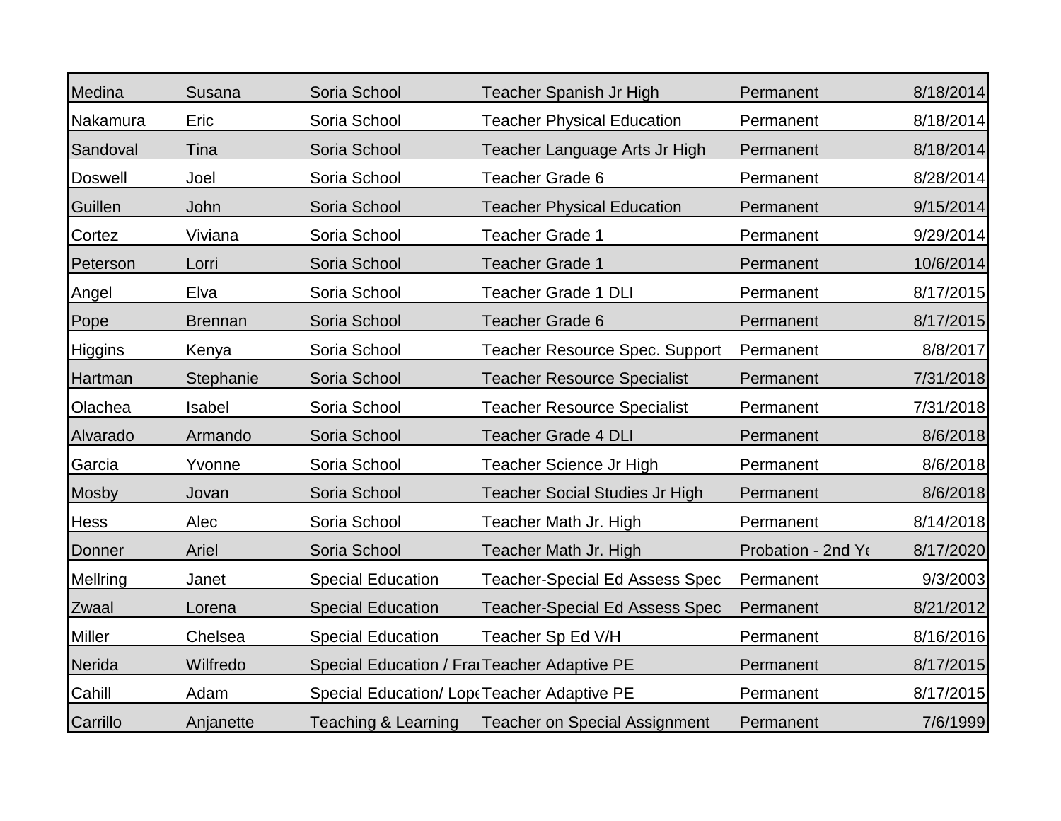| | | | | | |
|---|---|---|---|---|---|
| Medina | Susana | Soria School | Teacher Spanish Jr High | Permanent | 8/18/2014 |
| Nakamura | Eric | Soria School | Teacher Physical Education | Permanent | 8/18/2014 |
| Sandoval | Tina | Soria School | Teacher Language Arts Jr High | Permanent | 8/18/2014 |
| Doswell | Joel | Soria School | Teacher Grade 6 | Permanent | 8/28/2014 |
| Guillen | John | Soria School | Teacher Physical Education | Permanent | 9/15/2014 |
| Cortez | Viviana | Soria School | Teacher Grade 1 | Permanent | 9/29/2014 |
| Peterson | Lorri | Soria School | Teacher Grade 1 | Permanent | 10/6/2014 |
| Angel | Elva | Soria School | Teacher Grade 1 DLI | Permanent | 8/17/2015 |
| Pope | Brennan | Soria School | Teacher Grade 6 | Permanent | 8/17/2015 |
| Higgins | Kenya | Soria School | Teacher Resource Spec. Support | Permanent | 8/8/2017 |
| Hartman | Stephanie | Soria School | Teacher Resource Specialist | Permanent | 7/31/2018 |
| Olachea | Isabel | Soria School | Teacher Resource Specialist | Permanent | 7/31/2018 |
| Alvarado | Armando | Soria School | Teacher Grade 4 DLI | Permanent | 8/6/2018 |
| Garcia | Yvonne | Soria School | Teacher Science Jr High | Permanent | 8/6/2018 |
| Mosby | Jovan | Soria School | Teacher Social Studies Jr High | Permanent | 8/6/2018 |
| Hess | Alec | Soria School | Teacher Math Jr. High | Permanent | 8/14/2018 |
| Donner | Ariel | Soria School | Teacher Math Jr. High | Probation - 2nd Ye | 8/17/2020 |
| Mellring | Janet | Special Education | Teacher-Special Ed Assess Spec | Permanent | 9/3/2003 |
| Zwaal | Lorena | Special Education | Teacher-Special Ed Assess Spec | Permanent | 8/21/2012 |
| Miller | Chelsea | Special Education | Teacher Sp Ed V/H | Permanent | 8/16/2016 |
| Nerida | Wilfredo | Special Education / Fra | Teacher Adaptive PE | Permanent | 8/17/2015 |
| Cahill | Adam | Special Education/ Lope | Teacher Adaptive PE | Permanent | 8/17/2015 |
| Carrillo | Anjanette | Teaching & Learning | Teacher on Special Assignment | Permanent | 7/6/1999 |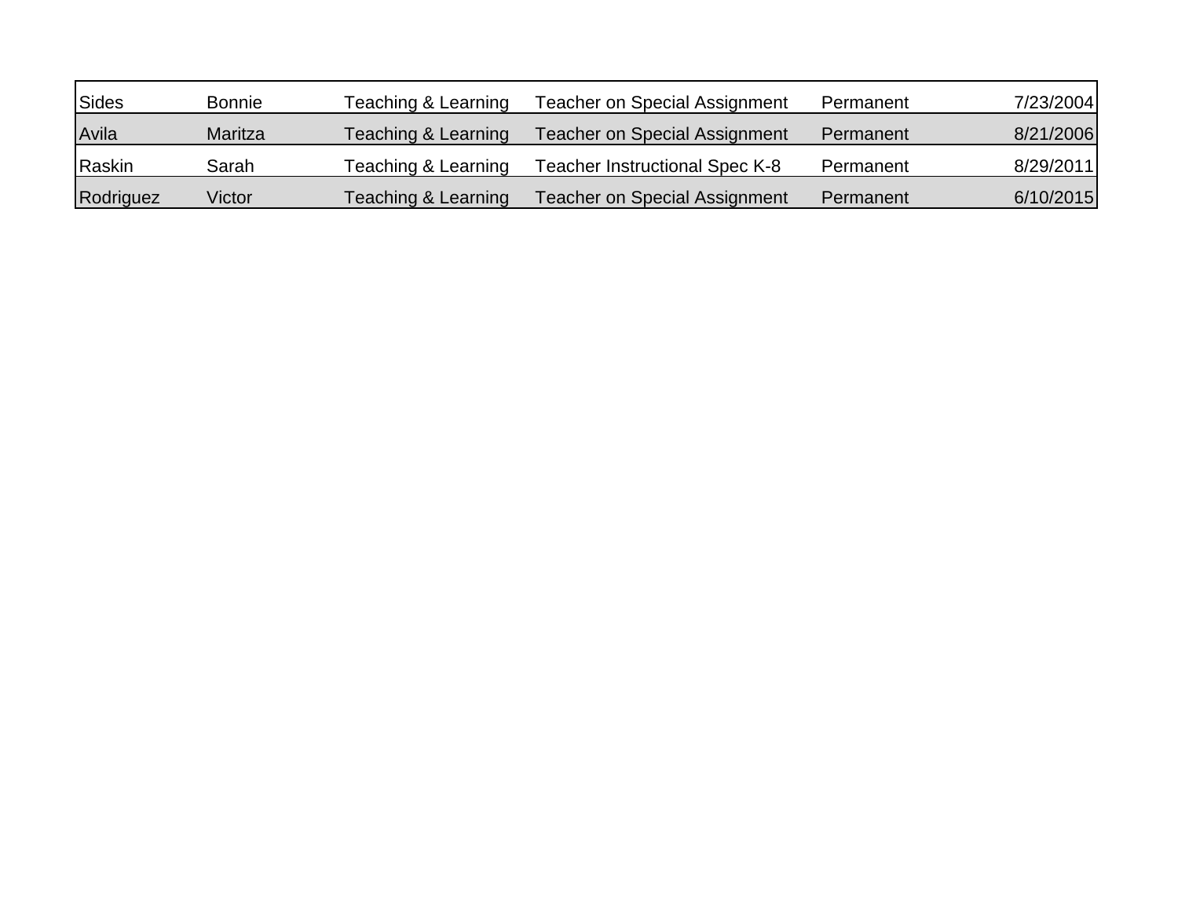| | | | | | |
|---|---|---|---|---|---|
| Sides | Bonnie | Teaching & Learning | Teacher on Special Assignment | Permanent | 7/23/2004 |
| Avila | Maritza | Teaching & Learning | Teacher on Special Assignment | Permanent | 8/21/2006 |
| Raskin | Sarah | Teaching & Learning | Teacher Instructional Spec K-8 | Permanent | 8/29/2011 |
| Rodriguez | Victor | Teaching & Learning | Teacher on Special Assignment | Permanent | 6/10/2015 |